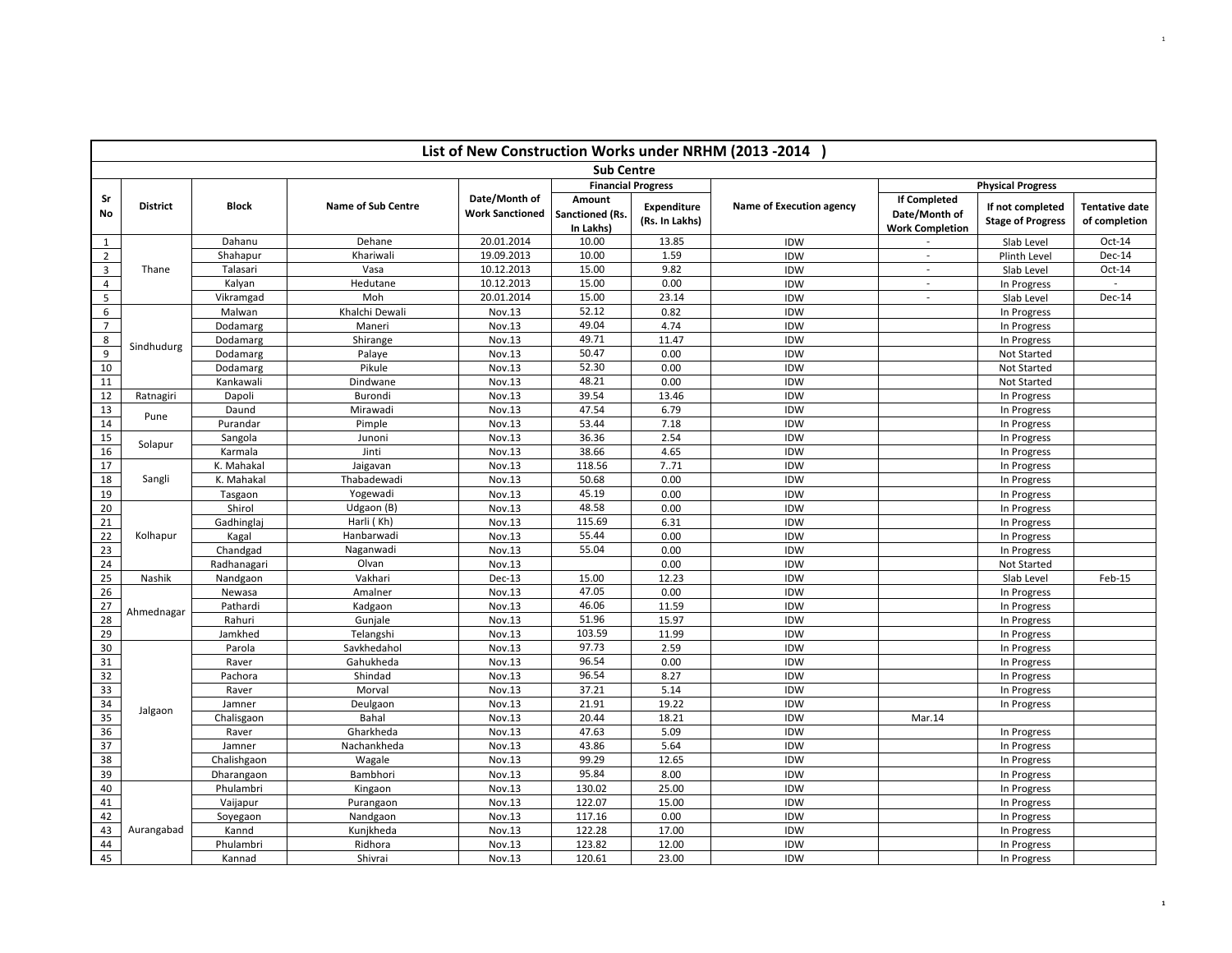# List of New Construction Works under NRHM (2013 -2014 )

## Sub Centre

| Sr No | District | Block | Name of Sub Centre | Date/Month of Work Sanctioned | Financial Progress | | Name of Execution agency | Physical Progress | | |
|---|---|---|---|---|---|---|---|---|---|---|
| | | | | | Amount Sanctioned (Rs. In Lakhs) | Expenditure (Rs. In Lakhs) | | If Completed Date/Month of Work Completion | If not completed Stage of Progress | Tentative date of completion |
| 1 | Thane | Dahanu | Dehane | 20.01.2014 | 10.00 | 13.85 | IDW | - | Slab Level | Oct-14 |
| 2 | | Shahapur | Khariwali | 19.09.2013 | 10.00 | 1.59 | IDW | - | Plinth Level | Dec-14 |
| 3 | | Talasari | Vasa | 10.12.2013 | 15.00 | 9.82 | IDW | - | Slab Level | Oct-14 |
| 4 | | Kalyan | Hedutane | 10.12.2013 | 15.00 | 0.00 | IDW | - | In Progress | - |
| 5 | | Vikramgad | Moh | 20.01.2014 | 15.00 | 23.14 | IDW | - | Slab Level | Dec-14 |
| 6 | Sindhudurg | Malwan | Khalchi Dewali | Nov.13 | 52.12 | 0.82 | IDW | | In Progress | |
| 7 | | Dodamarg | Maneri | Nov.13 | 49.04 | 4.74 | IDW | | In Progress | |
| 8 | | Dodamarg | Shirange | Nov.13 | 49.71 | 11.47 | IDW | | In Progress | |
| 9 | | Dodamarg | Palaye | Nov.13 | 50.47 | 0.00 | IDW | | Not Started | |
| 10 | | Dodamarg | Pikule | Nov.13 | 52.30 | 0.00 | IDW | | Not Started | |
| 11 | | Kankawali | Dindwane | Nov.13 | 48.21 | 0.00 | IDW | | Not Started | |
| 12 | Ratnagiri | Dapoli | Burondi | Nov.13 | 39.54 | 13.46 | IDW | | In Progress | |
| 13 | Pune | Daund | Mirawadi | Nov.13 | 47.54 | 6.79 | IDW | | In Progress | |
| 14 | | Purandar | Pimple | Nov.13 | 53.44 | 7.18 | IDW | | In Progress | |
| 15 | Solapur | Sangola | Junoni | Nov.13 | 36.36 | 2.54 | IDW | | In Progress | |
| 16 | | Karmala | Jinti | Nov.13 | 38.66 | 4.65 | IDW | | In Progress | |
| 17 | Sangli | K. Mahakal | Jaigavan | Nov.13 | 118.56 | 7..71 | IDW | | In Progress | |
| 18 | | K. Mahakal | Thabadewadi | Nov.13 | 50.68 | 0.00 | IDW | | In Progress | |
| 19 | | Tasgaon | Yogewadi | Nov.13 | 45.19 | 0.00 | IDW | | In Progress | |
| 20 | Kolhapur | Shirol | Udgaon (B) | Nov.13 | 48.58 | 0.00 | IDW | | In Progress | |
| 21 | | Gadhinglaj | Harli ( Kh) | Nov.13 | 115.69 | 6.31 | IDW | | In Progress | |
| 22 | | Kagal | Hanbarwadi | Nov.13 | 55.44 | 0.00 | IDW | | In Progress | |
| 23 | | Chandgad | Naganwadi | Nov.13 | 55.04 | 0.00 | IDW | | In Progress | |
| 24 | | Radhanagari | Olvan | Nov.13 | | 0.00 | IDW | | Not Started | |
| 25 | Nashik | Nandgaon | Vakhari | Dec-13 | 15.00 | 12.23 | IDW | | Slab Level | Feb-15 |
| 26 | Ahmednagar | Newasa | Amalner | Nov.13 | 47.05 | 0.00 | IDW | | In Progress | |
| 27 | | Pathardi | Kadgaon | Nov.13 | 46.06 | 11.59 | IDW | | In Progress | |
| 28 | | Rahuri | Gunjale | Nov.13 | 51.96 | 15.97 | IDW | | In Progress | |
| 29 | | Jamkhed | Telangshi | Nov.13 | 103.59 | 11.99 | IDW | | In Progress | |
| 30 | Jalgaon | Parola | Savkhedahol | Nov.13 | 97.73 | 2.59 | IDW | | In Progress | |
| 31 | | Raver | Gahukheda | Nov.13 | 96.54 | 0.00 | IDW | | In Progress | |
| 32 | | Pachora | Shindad | Nov.13 | 96.54 | 8.27 | IDW | | In Progress | |
| 33 | | Raver | Morval | Nov.13 | 37.21 | 5.14 | IDW | | In Progress | |
| 34 | | Jamner | Deulgaon | Nov.13 | 21.91 | 19.22 | IDW | | In Progress | |
| 35 | | Chalisgaon | Bahal | Nov.13 | 20.44 | 18.21 | IDW | Mar.14 | | |
| 36 | | Raver | Gharkheda | Nov.13 | 47.63 | 5.09 | IDW | | In Progress | |
| 37 | | Jamner | Nachankheda | Nov.13 | 43.86 | 5.64 | IDW | | In Progress | |
| 38 | | Chalishgaon | Wagale | Nov.13 | 99.29 | 12.65 | IDW | | In Progress | |
| 39 | | Dharangaon | Bambhori | Nov.13 | 95.84 | 8.00 | IDW | | In Progress | |
| 40 | Aurangabad | Phulambri | Kingaon | Nov.13 | 130.02 | 25.00 | IDW | | In Progress | |
| 41 | | Vaijapur | Purangaon | Nov.13 | 122.07 | 15.00 | IDW | | In Progress | |
| 42 | | Soyegaon | Nandgaon | Nov.13 | 117.16 | 0.00 | IDW | | In Progress | |
| 43 | | Kannd | Kunjkheda | Nov.13 | 122.28 | 17.00 | IDW | | In Progress | |
| 44 | | Phulambri | Ridhora | Nov.13 | 123.82 | 12.00 | IDW | | In Progress | |
| 45 | | Kannad | Shivrai | Nov.13 | 120.61 | 23.00 | IDW | | In Progress | |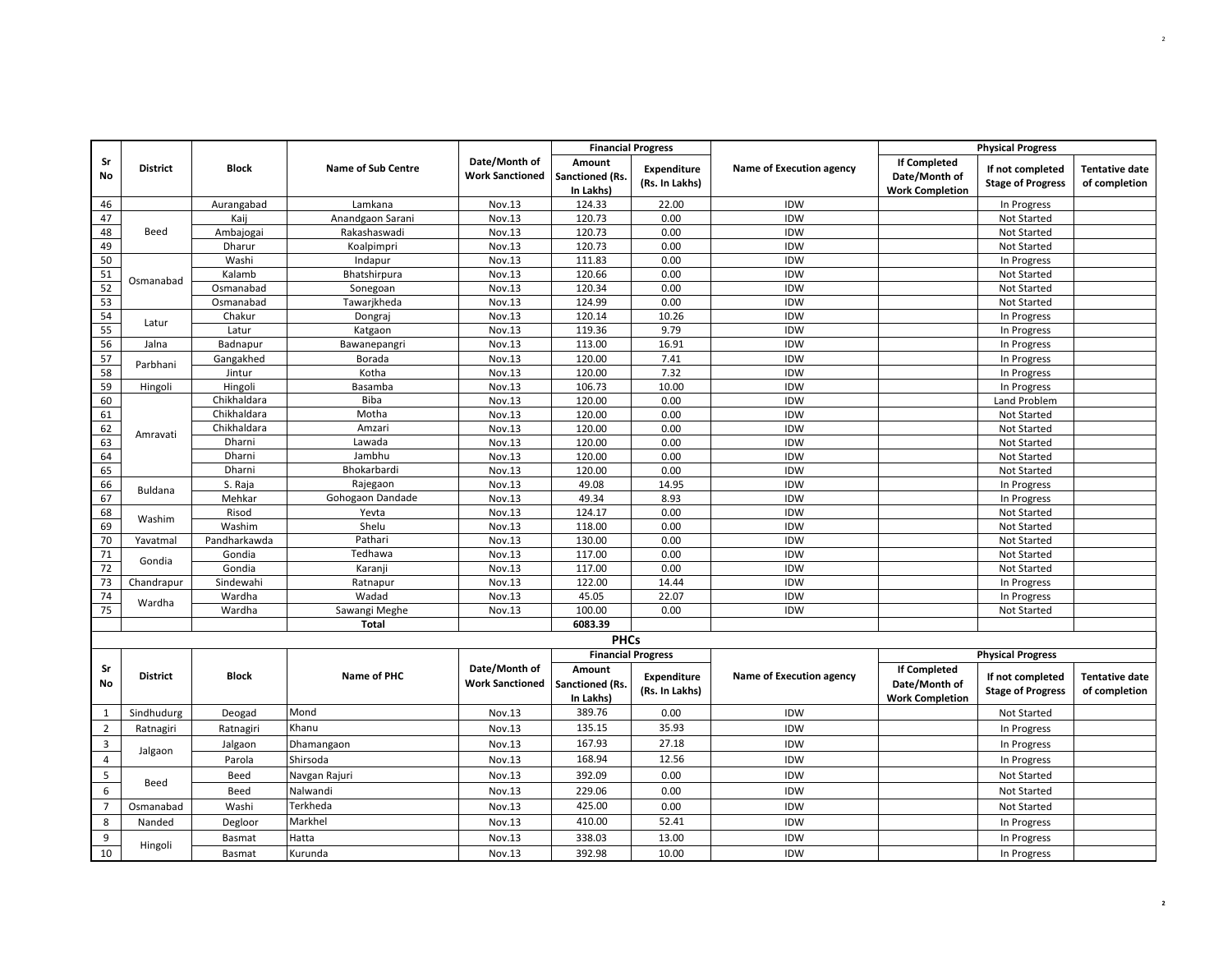| Sr No | District | Block | Name of Sub Centre | Date/Month of Work Sanctioned | Financial Progress | | Name of Execution agency | Physical Progress | | |
|---|---|---|---|---|---|---|---|---|---|---|
| | | | | | Amount Sanctioned (Rs. In Lakhs) | Expenditure (Rs. In Lakhs) | | If Completed Date/Month of Work Completion | If not completed Stage of Progress | Tentative date of completion |
| 46 | | Aurangabad | Lamkana | Nov.13 | 124.33 | 22.00 | IDW | | In Progress | |
| 47 | Beed | Kaij | Anandgaon Sarani | Nov.13 | 120.73 | 0.00 | IDW | | Not Started | |
| 48 | | Ambajogai | Rakashaswadi | Nov.13 | 120.73 | 0.00 | IDW | | Not Started | |
| 49 | | Dharur | Koalpimpri | Nov.13 | 120.73 | 0.00 | IDW | | Not Started | |
| 50 | Osmanabad | Washi | Indapur | Nov.13 | 111.83 | 0.00 | IDW | | In Progress | |
| 51 | | Kalamb | Bhatshirpura | Nov.13 | 120.66 | 0.00 | IDW | | Not Started | |
| 52 | | Osmanabad | Sonegoan | Nov.13 | 120.34 | 0.00 | IDW | | Not Started | |
| 53 | | Osmanabad | Tawarjkheda | Nov.13 | 124.99 | 0.00 | IDW | | Not Started | |
| 54 | Latur | Chakur | Dongraj | Nov.13 | 120.14 | 10.26 | IDW | | In Progress | |
| 55 | | Latur | Katgaon | Nov.13 | 119.36 | 9.79 | IDW | | In Progress | |
| 56 | Jalna | Badnapur | Bawanepangri | Nov.13 | 113.00 | 16.91 | IDW | | In Progress | |
| 57 | Parbhani | Gangakhed | Borada | Nov.13 | 120.00 | 7.41 | IDW | | In Progress | |
| 58 | | Jintur | Kotha | Nov.13 | 120.00 | 7.32 | IDW | | In Progress | |
| 59 | Hingoli | Hingoli | Basamba | Nov.13 | 106.73 | 10.00 | IDW | | In Progress | |
| 60 | Amravati | Chikhaldara | Biba | Nov.13 | 120.00 | 0.00 | IDW | | Land Problem | |
| 61 | | Chikhaldara | Motha | Nov.13 | 120.00 | 0.00 | IDW | | Not Started | |
| 62 | | Chikhaldara | Amzari | Nov.13 | 120.00 | 0.00 | IDW | | Not Started | |
| 63 | | Dharni | Lawada | Nov.13 | 120.00 | 0.00 | IDW | | Not Started | |
| 64 | | Dharni | Jambhu | Nov.13 | 120.00 | 0.00 | IDW | | Not Started | |
| 65 | | Dharni | Bhokarbardi | Nov.13 | 120.00 | 0.00 | IDW | | Not Started | |
| 66 | Buldana | S. Raja | Rajegaon | Nov.13 | 49.08 | 14.95 | IDW | | In Progress | |
| 67 | | Mehkar | Gohogaon Dandade | Nov.13 | 49.34 | 8.93 | IDW | | In Progress | |
| 68 | Washim | Risod | Yevta | Nov.13 | 124.17 | 0.00 | IDW | | Not Started | |
| 69 | | Washim | Shelu | Nov.13 | 118.00 | 0.00 | IDW | | Not Started | |
| 70 | Yavatmal | Pandharkawda | Pathari | Nov.13 | 130.00 | 0.00 | IDW | | Not Started | |
| 71 | Gondia | Gondia | Tedhawa | Nov.13 | 117.00 | 0.00 | IDW | | Not Started | |
| 72 | | Gondia | Karanji | Nov.13 | 117.00 | 0.00 | IDW | | Not Started | |
| 73 | Chandrapur | Sindewahi | Ratnapur | Nov.13 | 122.00 | 14.44 | IDW | | In Progress | |
| 74 | Wardha | Wardha | Wadad | Nov.13 | 45.05 | 22.07 | IDW | | In Progress | |
| 75 | | Wardha | Sawangi Meghe | Nov.13 | 100.00 | 0.00 | IDW | | Not Started | |
| | | | **Total** | | **6083.39** | | | | | |

## PHCs

| Sr No | District | Block | Name of PHC | Date/Month of Work Sanctioned | Financial Progress | | Name of Execution agency | Physical Progress | | |
|---|---|---|---|---|---|---|---|---|---|---|
| | | | | | Amount Sanctioned (Rs. In Lakhs) | Expenditure (Rs. In Lakhs) | | If Completed Date/Month of Work Completion | If not completed Stage of Progress | Tentative date of completion |
| 1 | Sindhudurg | Deogad | Mond | Nov.13 | 389.76 | 0.00 | IDW | | Not Started | |
| 2 | Ratnagiri | Ratnagiri | Khanu | Nov.13 | 135.15 | 35.93 | IDW | | In Progress | |
| 3 | Jalgaon | Jalgaon | Dhamangaon | Nov.13 | 167.93 | 27.18 | IDW | | In Progress | |
| 4 | | Parola | Shirsoda | Nov.13 | 168.94 | 12.56 | IDW | | In Progress | |
| 5 | Beed | Beed | Navgan Rajuri | Nov.13 | 392.09 | 0.00 | IDW | | Not Started | |
| 6 | | Beed | Nalwandi | Nov.13 | 229.06 | 0.00 | IDW | | Not Started | |
| 7 | Osmanabad | Washi | Terkheda | Nov.13 | 425.00 | 0.00 | IDW | | Not Started | |
| 8 | Nanded | Degloor | Markhel | Nov.13 | 410.00 | 52.41 | IDW | | In Progress | |
| 9 | Hingoli | Basmat | Hatta | Nov.13 | 338.03 | 13.00 | IDW | | In Progress | |
| 10 | | Basmat | Kurunda | Nov.13 | 392.98 | 10.00 | IDW | | In Progress | |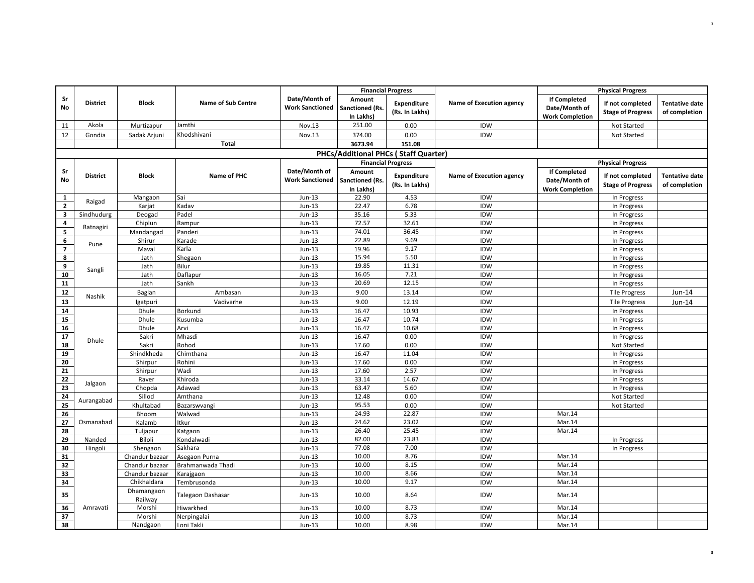| Sr No | District | Block | Name of Sub Centre | Date/Month of Work Sanctioned | Financial Progress | | Name of Execution agency | Physical Progress | | |
|---|---|---|---|---|---|---|---|---|---|---|
| | | | | | Amount Sanctioned (Rs. In Lakhs) | Expenditure (Rs. In Lakhs) | | If Completed Date/Month of Work Completion | If not completed Stage of Progress | Tentative date of completion |
| 11 | Akola | Murtizapur | Jamthi | Nov.13 | 251.00 | 0.00 | IDW | | Not Started | |
| 12 | Gondia | Sadak Arjuni | Khodshivani | Nov.13 | 374.00 | 0.00 | IDW | | Not Started | |
| | | | **Total** | | **3673.94** | **151.08** | | | | |

## PHCs/Additional PHCs ( Staff Quarter)

| Sr No | District | Block | Name of PHC | Date/Month of Work Sanctioned | Financial Progress | | Name of Execution agency | Physical Progress | | |
|---|---|---|---|---|---|---|---|---|---|---|
| | | | | | Amount Sanctioned (Rs. In Lakhs) | Expenditure (Rs. In Lakhs) | | If Completed Date/Month of Work Completion | If not completed Stage of Progress | Tentative date of completion |
| 1 | Raigad | Mangaon | Sai | Jun-13 | 22.90 | 4.53 | IDW | | In Progress | |
| 2 | | Karjat | Kadav | Jun-13 | 22.47 | 6.78 | IDW | | In Progress | |
| 3 | Sindhudurg | Deogad | Padel | Jun-13 | 35.16 | 5.33 | IDW | | In Progress | |
| 4 | Ratnagiri | Chiplun | Rampur | Jun-13 | 72.57 | 32.61 | IDW | | In Progress | |
| 5 | | Mandangad | Panderi | Jun-13 | 74.01 | 36.45 | IDW | | In Progress | |
| 6 | Pune | Shirur | Karade | Jun-13 | 22.89 | 9.69 | IDW | | In Progress | |
| 7 | | Maval | Karla | Jun-13 | 19.96 | 9.17 | IDW | | In Progress | |
| 8 | Sangli | Jath | Shegaon | Jun-13 | 15.94 | 5.50 | IDW | | In Progress | |
| 9 | | Jath | Bilur | Jun-13 | 19.85 | 11.31 | IDW | | In Progress | |
| 10 | | Jath | Daflapur | Jun-13 | 16.05 | 7.21 | IDW | | In Progress | |
| 11 | | Jath | Sankh | Jun-13 | 20.69 | 12.15 | IDW | | In Progress | |
| 12 | Nashik | Baglan | Ambasan | Jun-13 | 9.00 | 13.14 | IDW | | Tile Progress | Jun-14 |
| 13 | | Igatpuri | Vadivarhe | Jun-13 | 9.00 | 12.19 | IDW | | Tile Progress | Jun-14 |
| 14 | Dhule | Dhule | Borkund | Jun-13 | 16.47 | 10.93 | IDW | | In Progress | |
| 15 | | Dhule | Kusumba | Jun-13 | 16.47 | 10.74 | IDW | | In Progress | |
| 16 | | Dhule | Arvi | Jun-13 | 16.47 | 10.68 | IDW | | In Progress | |
| 17 | | Sakri | Mhasdi | Jun-13 | 16.47 | 0.00 | IDW | | In Progress | |
| 18 | | Sakri | Rohod | Jun-13 | 17.60 | 0.00 | IDW | | Not Started | |
| 19 | | Shindkheda | Chimthana | Jun-13 | 16.47 | 11.04 | IDW | | In Progress | |
| 20 | | Shirpur | Rohini | Jun-13 | 17.60 | 0.00 | IDW | | In Progress | |
| 21 | | Shirpur | Wadi | Jun-13 | 17.60 | 2.57 | IDW | | In Progress | |
| 22 | Jalgaon | Raver | Khiroda | Jun-13 | 33.14 | 14.67 | IDW | | In Progress | |
| 23 | | Chopda | Adawad | Jun-13 | 63.47 | 5.60 | IDW | | In Progress | |
| 24 | Aurangabad | Sillod | Amthana | Jun-13 | 12.48 | 0.00 | IDW | | Not Started | |
| 25 | | Khultabad | Bazarswvangi | Jun-13 | 95.53 | 0.00 | IDW | | Not Started | |
| 26 | Osmanabad | Bhoom | Walwad | Jun-13 | 24.93 | 22.87 | IDW | Mar.14 | | |
| 27 | | Kalamb | Itkur | Jun-13 | 24.62 | 23.02 | IDW | Mar.14 | | |
| 28 | | Tuljapur | Katgaon | Jun-13 | 26.40 | 25.45 | IDW | Mar.14 | | |
| 29 | Nanded | Biloli | Kondalwadi | Jun-13 | 82.00 | 23.83 | IDW | | In Progress | |
| 30 | Hingoli | Shengaon | Sakhara | Jun-13 | 77.08 | 7.00 | IDW | | In Progress | |
| 31 | Amravati | Chandur bazaar | Asegaon Purna | Jun-13 | 10.00 | 8.76 | IDW | Mar.14 | | |
| 32 | | Chandur bazaar | Brahmanwada Thadi | Jun-13 | 10.00 | 8.15 | IDW | Mar.14 | | |
| 33 | | Chandur bazaar | Karajgaon | Jun-13 | 10.00 | 8.66 | IDW | Mar.14 | | |
| 34 | | Chikhaldara | Tembrusonda | Jun-13 | 10.00 | 9.17 | IDW | Mar.14 | | |
| 35 | | Dhamangaon Railway | Talegaon Dashasar | Jun-13 | 10.00 | 8.64 | IDW | Mar.14 | | |
| 36 | | Morshi | Hiwarkhed | Jun-13 | 10.00 | 8.73 | IDW | Mar.14 | | |
| 37 | | Morshi | Nerpingalai | Jun-13 | 10.00 | 8.73 | IDW | Mar.14 | | |
| 38 | | Nandgaon | Loni Takli | Jun-13 | 10.00 | 8.98 | IDW | Mar.14 | | |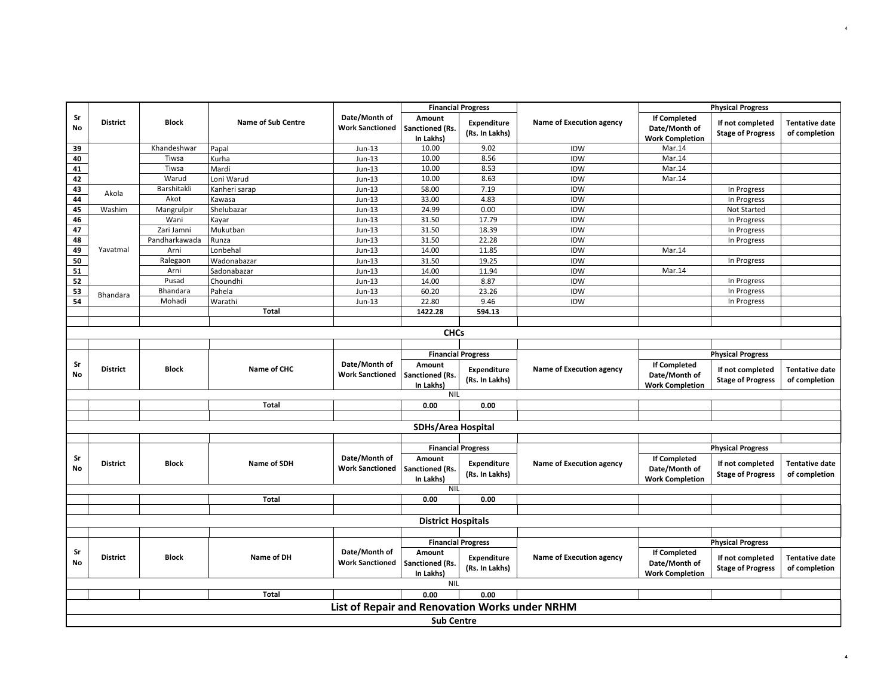| Sr No | District | Block | Name of Sub Centre | Date/Month of Work Sanctioned | Financial Progress | | Name of Execution agency | Physical Progress | | |
|---|---|---|---|---|---|---|---|---|---|---|
| | | | | | Amount Sanctioned (Rs. In Lakhs) | Expenditure (Rs. In Lakhs) | | If Completed Date/Month of Work Completion | If not completed Stage of Progress | Tentative date of completion |
| 39 | | Khandeshwar | Papal | Jun-13 | 10.00 | 9.02 | IDW | Mar.14 | | |
| 40 | | Tiwsa | Kurha | Jun-13 | 10.00 | 8.56 | IDW | Mar.14 | | |
| 41 | | Tiwsa | Mardi | Jun-13 | 10.00 | 8.53 | IDW | Mar.14 | | |
| 42 | | Warud | Loni Warud | Jun-13 | 10.00 | 8.63 | IDW | Mar.14 | | |
| 43 | Akola | Barshitakli | Kanheri sarap | Jun-13 | 58.00 | 7.19 | IDW | | In Progress | |
| 44 | | Akot | Kawasa | Jun-13 | 33.00 | 4.83 | IDW | | In Progress | |
| 45 | Washim | Mangrulpir | Shelubazar | Jun-13 | 24.99 | 0.00 | IDW | | Not Started | |
| 46 | Yavatmal | Wani | Kayar | Jun-13 | 31.50 | 17.79 | IDW | | In Progress | |
| 47 | | Zari Jamni | Mukutban | Jun-13 | 31.50 | 18.39 | IDW | | In Progress | |
| 48 | | Pandharkawada | Runza | Jun-13 | 31.50 | 22.28 | IDW | | In Progress | |
| 49 | | Arni | Lonbehal | Jun-13 | 14.00 | 11.85 | IDW | Mar.14 | | |
| 50 | | Ralegaon | Wadonabazar | Jun-13 | 31.50 | 19.25 | IDW | | In Progress | |
| 51 | | Arni | Sadonabazar | Jun-13 | 14.00 | 11.94 | IDW | Mar.14 | | |
| 52 | | Pusad | Choundhi | Jun-13 | 14.00 | 8.87 | IDW | | In Progress | |
| 53 | Bhandara | Bhandara | Pahela | Jun-13 | 60.20 | 23.26 | IDW | | In Progress | |
| 54 | | Mohadi | Warathi | Jun-13 | 22.80 | 9.46 | IDW | | In Progress | |
| | | | **Total** | | **1422.28** | **594.13** | | | | |

## CHCs

| Sr No | District | Block | Name of CHC | Date/Month of Work Sanctioned | Financial Progress | | Name of Execution agency | Physical Progress | | |
|---|---|---|---|---|---|---|---|---|---|---|
| | | | | | Amount Sanctioned (Rs. In Lakhs) | Expenditure (Rs. In Lakhs) | | If Completed Date/Month of Work Completion | If not completed Stage of Progress | Tentative date of completion |
| | | | | | NIL | | | | | |
| | | | **Total** | | **0.00** | **0.00** | | | | |

## SDHs/Area Hospital

| Sr No | District | Block | Name of SDH | Date/Month of Work Sanctioned | Financial Progress | | Name of Execution agency | Physical Progress | | |
|---|---|---|---|---|---|---|---|---|---|---|
| | | | | | Amount Sanctioned (Rs. In Lakhs) | Expenditure (Rs. In Lakhs) | | If Completed Date/Month of Work Completion | If not completed Stage of Progress | Tentative date of completion |
| | | | | | NIL | | | | | |
| | | | **Total** | | **0.00** | **0.00** | | | | |

## District Hospitals

| Sr No | District | Block | Name of DH | Date/Month of Work Sanctioned | Financial Progress | | Name of Execution agency | Physical Progress | | |
|---|---|---|---|---|---|---|---|---|---|---|
| | | | | | Amount Sanctioned (Rs. In Lakhs) | Expenditure (Rs. In Lakhs) | | If Completed Date/Month of Work Completion | If not completed Stage of Progress | Tentative date of completion |
| | | | | | NIL | | | | | |
| | | | **Total** | | **0.00** | **0.00** | | | | |

# List of Repair and Renovation Works under NRHM

## Sub Centre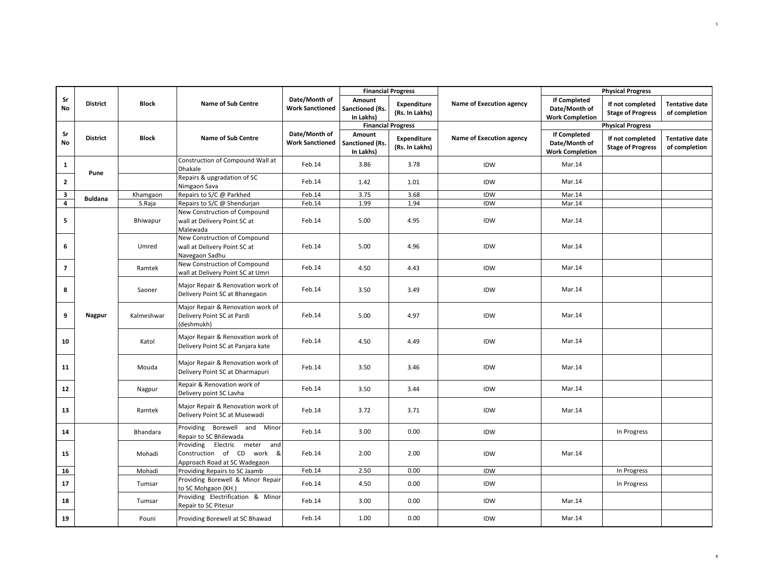| Sr No | District | Block | Name of Sub Centre | Date/Month of Work Sanctioned | Financial Progress | | Name of Execution agency | Physical Progress | | |
|---|---|---|---|---|---|---|---|---|---|---|
| | | | | | Amount Sanctioned (Rs. In Lakhs) | Expenditure (Rs. In Lakhs) | | If Completed Date/Month of Work Completion | If not completed Stage of Progress | Tentative date of completion |
| 1 | Pune | | Construction of Compound Wall at Dhakale | Feb.14 | 3.86 | 3.78 | IDW | Mar.14 | | |
| 2 | | | Repairs & upgradation of SC Nimgaon Sava | Feb.14 | 1.42 | 1.01 | IDW | Mar.14 | | |
| 3 | Buldana | Khamgaon | Repairs to S/C @ Parkhed | Feb.14 | 3.75 | 3.68 | IDW | Mar.14 | | |
| 4 | | S.Raja | Repairs to S/C @ Shendurjan | Feb.14 | 1.99 | 1.94 | IDW | Mar.14 | | |
| 5 | Nagpur | Bhiwapur | New Construction of Compound wall at Delivery Point SC at Malewada | Feb.14 | 5.00 | 4.95 | IDW | Mar.14 | | |
| 6 | | Umred | New Construction of Compound wall at Delivery Point SC at Navegaon Sadhu | Feb.14 | 5.00 | 4.96 | IDW | Mar.14 | | |
| 7 | | Ramtek | New Construction of Compound wall at Delivery Point SC at Umri | Feb.14 | 4.50 | 4.43 | IDW | Mar.14 | | |
| 8 | | Saoner | Major Repair & Renovation work of Delivery Point SC at Bhanegaon | Feb.14 | 3.50 | 3.49 | IDW | Mar.14 | | |
| 9 | | Kalmeshwar | Major Repair & Renovation work of Delivery Point SC at Pardi (deshmukh) | Feb.14 | 5.00 | 4.97 | IDW | Mar.14 | | |
| 10 | | Katol | Major Repair & Renovation work of Delivery Point SC at Panjara kate | Feb.14 | 4.50 | 4.49 | IDW | Mar.14 | | |
| 11 | | Mouda | Major Repair & Renovation work of Delivery Point SC at Dharmapuri | Feb.14 | 3.50 | 3.46 | IDW | Mar.14 | | |
| 12 | | Nagpur | Repair & Renovation work of Delivery point SC Lavha | Feb.14 | 3.50 | 3.44 | IDW | Mar.14 | | |
| 13 | | Ramtek | Major Repair & Renovation work of Delivery Point SC at Musewadi | Feb.14 | 3.72 | 3.71 | IDW | Mar.14 | | |
| 14 | | Bhandara | Providing Borewell and Minor Repair to SC Bhilewada | Feb.14 | 3.00 | 0.00 | IDW | | In Progress | |
| 15 | | Mohadi | Providing Electric meter and Construction of CD work & Approach Road at SC Wadegaon | Feb.14 | 2.00 | 2.00 | IDW | Mar.14 | | |
| 16 | | Mohadi | Providing Repairs to SC Jaamb | Feb.14 | 2.50 | 0.00 | IDW | | In Progress | |
| 17 | | Tumsar | Providing Borewell & Minor Repair to SC Mohgaon (KH.) | Feb.14 | 4.50 | 0.00 | IDW | | In Progress | |
| 18 | | Tumsar | Providing Electrification & Minor Repair to SC Pitesur | Feb.14 | 3.00 | 0.00 | IDW | Mar.14 | | |
| 19 | | Pouni | Providing Borewell at SC Bhawad | Feb.14 | 1.00 | 0.00 | IDW | Mar.14 | | |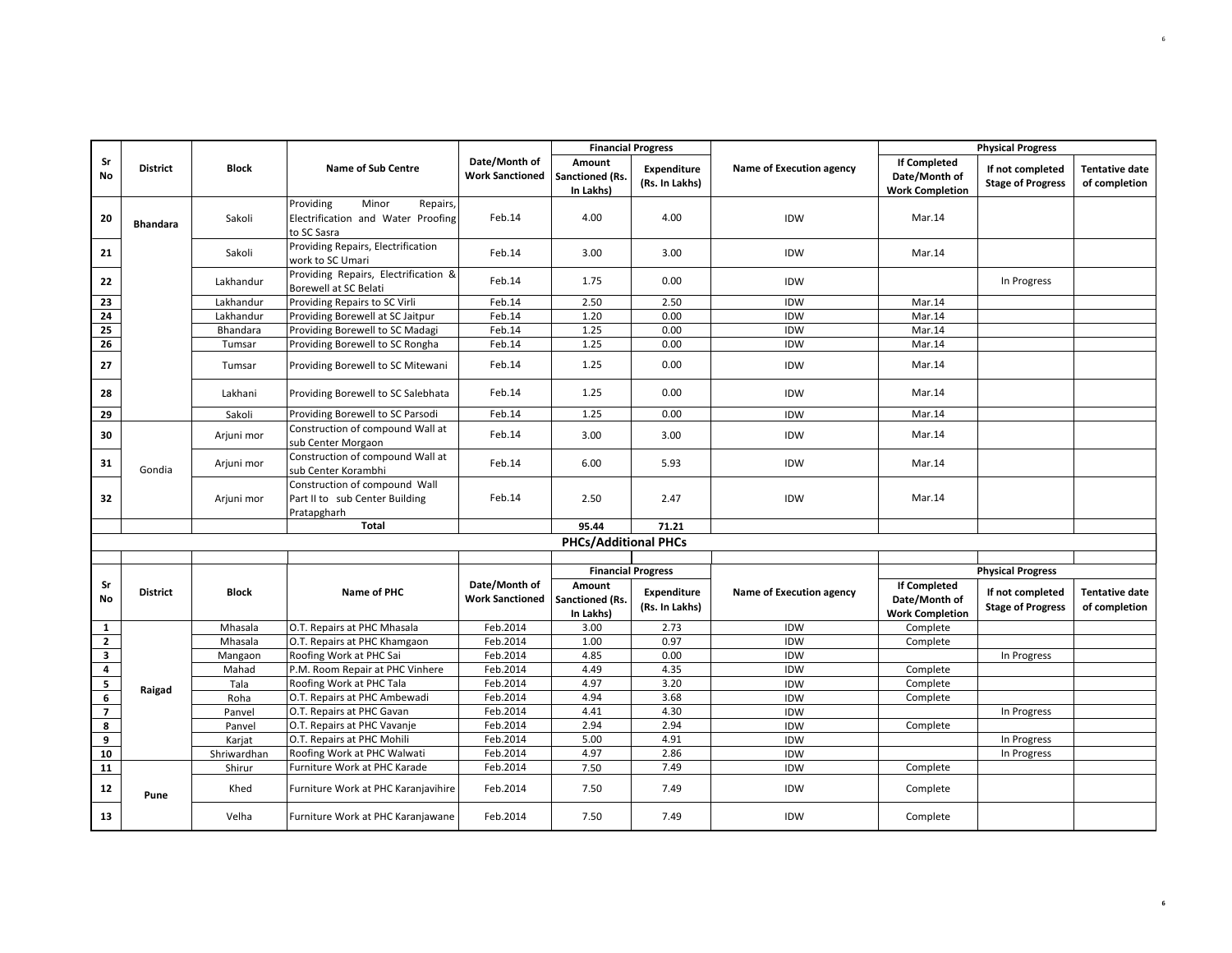| Sr No | District | Block | Name of Sub Centre | Date/Month of Work Sanctioned | Financial Progress | | Name of Execution agency | Physical Progress | | |
|---|---|---|---|---|---|---|---|---|---|---|
| | | | | | Amount Sanctioned (Rs. In Lakhs) | Expenditure (Rs. In Lakhs) | | If Completed Date/Month of Work Completion | If not completed Stage of Progress | Tentative date of completion |
| 20 | Bhandara | Sakoli | Providing Minor Repairs, Electrification and Water Proofing to SC Sasra | Feb.14 | 4.00 | 4.00 | IDW | Mar.14 | | |
| 21 | | Sakoli | Providing Repairs, Electrification work to SC Umari | Feb.14 | 3.00 | 3.00 | IDW | Mar.14 | | |
| 22 | | Lakhandur | Providing Repairs, Electrification & Borewell at SC Belati | Feb.14 | 1.75 | 0.00 | IDW | | In Progress | |
| 23 | | Lakhandur | Providing Repairs to SC Virli | Feb.14 | 2.50 | 2.50 | IDW | Mar.14 | | |
| 24 | | Lakhandur | Providing Borewell at SC Jaitpur | Feb.14 | 1.20 | 0.00 | IDW | Mar.14 | | |
| 25 | | Bhandara | Providing Borewell to SC Madagi | Feb.14 | 1.25 | 0.00 | IDW | Mar.14 | | |
| 26 | | Tumsar | Providing Borewell to SC Rongha | Feb.14 | 1.25 | 0.00 | IDW | Mar.14 | | |
| 27 | | Tumsar | Providing Borewell to SC Mitewani | Feb.14 | 1.25 | 0.00 | IDW | Mar.14 | | |
| 28 | | Lakhani | Providing Borewell to SC Salebhata | Feb.14 | 1.25 | 0.00 | IDW | Mar.14 | | |
| 29 | | Sakoli | Providing Borewell to SC Parsodi | Feb.14 | 1.25 | 0.00 | IDW | Mar.14 | | |
| 30 | Gondia | Arjuni mor | Construction of compound Wall at sub Center Morgaon | Feb.14 | 3.00 | 3.00 | IDW | Mar.14 | | |
| 31 | | Arjuni mor | Construction of compound Wall at sub Center Korambhi | Feb.14 | 6.00 | 5.93 | IDW | Mar.14 | | |
| 32 | | Arjuni mor | Construction of compound Wall Part II to sub Center Building Pratapgharh | Feb.14 | 2.50 | 2.47 | IDW | Mar.14 | | |
| | | | **Total** | | **95.44** | **71.21** | | | | |

## PHCs/Additional PHCs

| Sr No | District | Block | Name of PHC | Date/Month of Work Sanctioned | Financial Progress | | Name of Execution agency | Physical Progress | | |
|---|---|---|---|---|---|---|---|---|---|---|
| | | | | | Amount Sanctioned (Rs. In Lakhs) | Expenditure (Rs. In Lakhs) | | If Completed Date/Month of Work Completion | If not completed Stage of Progress | Tentative date of completion |
| 1 | Raigad | Mhasala | O.T. Repairs at PHC Mhasala | Feb.2014 | 3.00 | 2.73 | IDW | Complete | | |
| 2 | | Mhasala | O.T. Repairs at PHC Khamgaon | Feb.2014 | 1.00 | 0.97 | IDW | Complete | | |
| 3 | | Mangaon | Roofing Work at PHC Sai | Feb.2014 | 4.85 | 0.00 | IDW | | In Progress | |
| 4 | | Mahad | P.M. Room Repair at PHC Vinhere | Feb.2014 | 4.49 | 4.35 | IDW | Complete | | |
| 5 | | Tala | Roofing Work at PHC Tala | Feb.2014 | 4.97 | 3.20 | IDW | Complete | | |
| 6 | | Roha | O.T. Repairs at PHC Ambewadi | Feb.2014 | 4.94 | 3.68 | IDW | Complete | | |
| 7 | | Panvel | O.T. Repairs at PHC Gavan | Feb.2014 | 4.41 | 4.30 | IDW | | In Progress | |
| 8 | | Panvel | O.T. Repairs at PHC Vavanje | Feb.2014 | 2.94 | 2.94 | IDW | Complete | | |
| 9 | | Karjat | O.T. Repairs at PHC Mohili | Feb.2014 | 5.00 | 4.91 | IDW | | In Progress | |
| 10 | | Shriwardhan | Roofing Work at PHC Walwati | Feb.2014 | 4.97 | 2.86 | IDW | | In Progress | |
| 11 | Pune | Shirur | Furniture Work at PHC Karade | Feb.2014 | 7.50 | 7.49 | IDW | Complete | | |
| 12 | | Khed | Furniture Work at PHC Karanjavihire | Feb.2014 | 7.50 | 7.49 | IDW | Complete | | |
| 13 | | Velha | Furniture Work at PHC Karanjawane | Feb.2014 | 7.50 | 7.49 | IDW | Complete | | |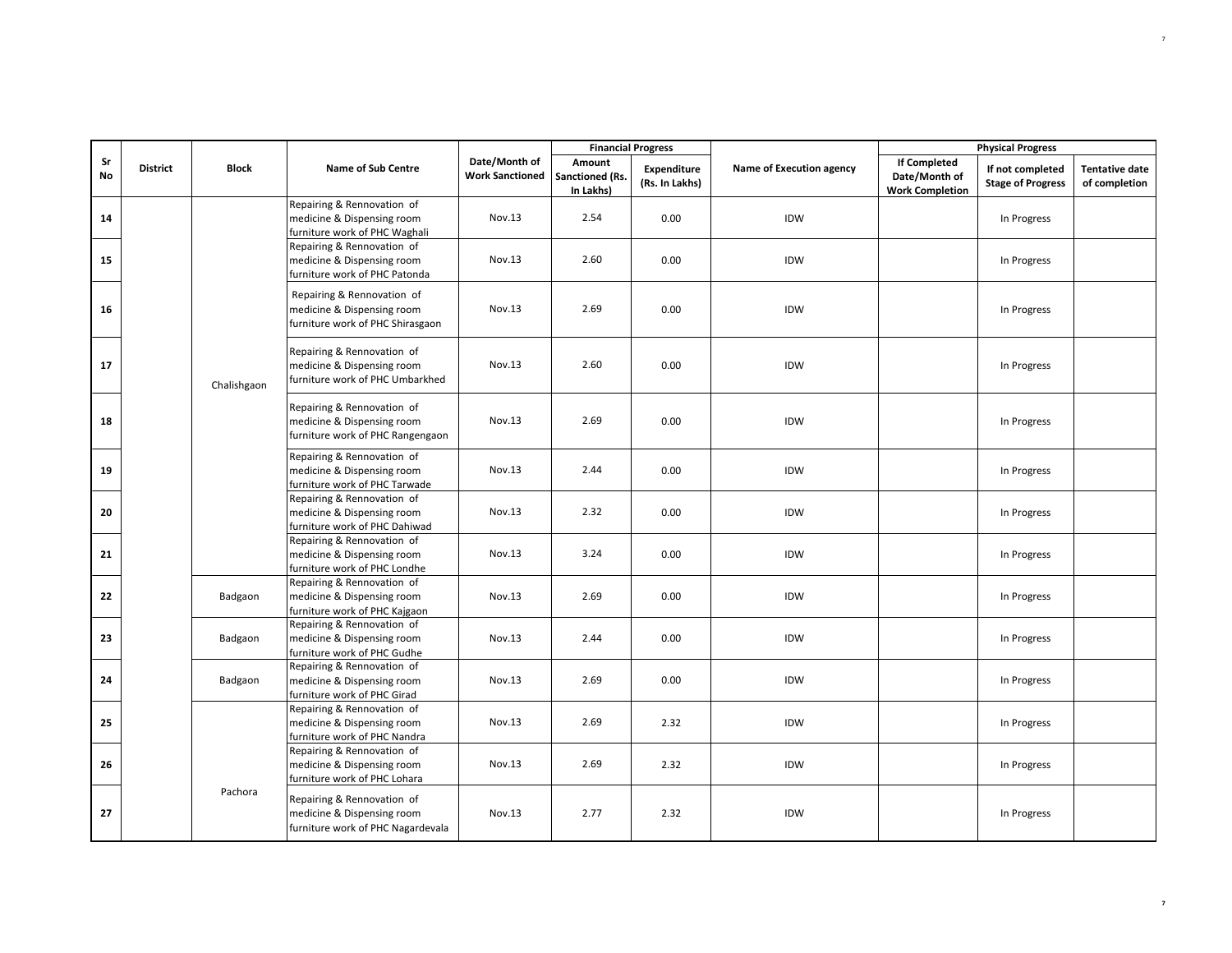| Sr No | District | Block | Name of Sub Centre | Date/Month of Work Sanctioned | Financial Progress | | Name of Execution agency | Physical Progress | | |
|---|---|---|---|---|---|---|---|---|---|---|
| | | | | | Amount Sanctioned (Rs. In Lakhs) | Expenditure (Rs. In Lakhs) | | If Completed Date/Month of Work Completion | If not completed Stage of Progress | Tentative date of completion |
| 14 | | Chalishgaon | Repairing & Rennovation of medicine & Dispensing room furniture work of PHC Waghali | Nov.13 | 2.54 | 0.00 | IDW | | In Progress | |
| 15 | | | Repairing & Rennovation of medicine & Dispensing room furniture work of PHC Patonda | Nov.13 | 2.60 | 0.00 | IDW | | In Progress | |
| 16 | | | Repairing & Rennovation of medicine & Dispensing room furniture work of PHC Shirasgaon | Nov.13 | 2.69 | 0.00 | IDW | | In Progress | |
| 17 | | | Repairing & Rennovation of medicine & Dispensing room furniture work of PHC Umbarkhed | Nov.13 | 2.60 | 0.00 | IDW | | In Progress | |
| 18 | | | Repairing & Rennovation of medicine & Dispensing room furniture work of PHC Rangengaon | Nov.13 | 2.69 | 0.00 | IDW | | In Progress | |
| 19 | | | Repairing & Rennovation of medicine & Dispensing room furniture work of PHC Tarwade | Nov.13 | 2.44 | 0.00 | IDW | | In Progress | |
| 20 | | | Repairing & Rennovation of medicine & Dispensing room furniture work of PHC Dahiwad | Nov.13 | 2.32 | 0.00 | IDW | | In Progress | |
| 21 | | | Repairing & Rennovation of medicine & Dispensing room furniture work of PHC Londhe | Nov.13 | 3.24 | 0.00 | IDW | | In Progress | |
| 22 | | Badgaon | Repairing & Rennovation of medicine & Dispensing room furniture work of PHC Kajgaon | Nov.13 | 2.69 | 0.00 | IDW | | In Progress | |
| 23 | | Badgaon | Repairing & Rennovation of medicine & Dispensing room furniture work of PHC Gudhe | Nov.13 | 2.44 | 0.00 | IDW | | In Progress | |
| 24 | | Badgaon | Repairing & Rennovation of medicine & Dispensing room furniture work of PHC Girad | Nov.13 | 2.69 | 0.00 | IDW | | In Progress | |
| 25 | | Pachora | Repairing & Rennovation of medicine & Dispensing room furniture work of PHC Nandra | Nov.13 | 2.69 | 2.32 | IDW | | In Progress | |
| 26 | | | Repairing & Rennovation of medicine & Dispensing room furniture work of PHC Lohara | Nov.13 | 2.69 | 2.32 | IDW | | In Progress | |
| 27 | | | Repairing & Rennovation of medicine & Dispensing room furniture work of PHC Nagardevala | Nov.13 | 2.77 | 2.32 | IDW | | In Progress | |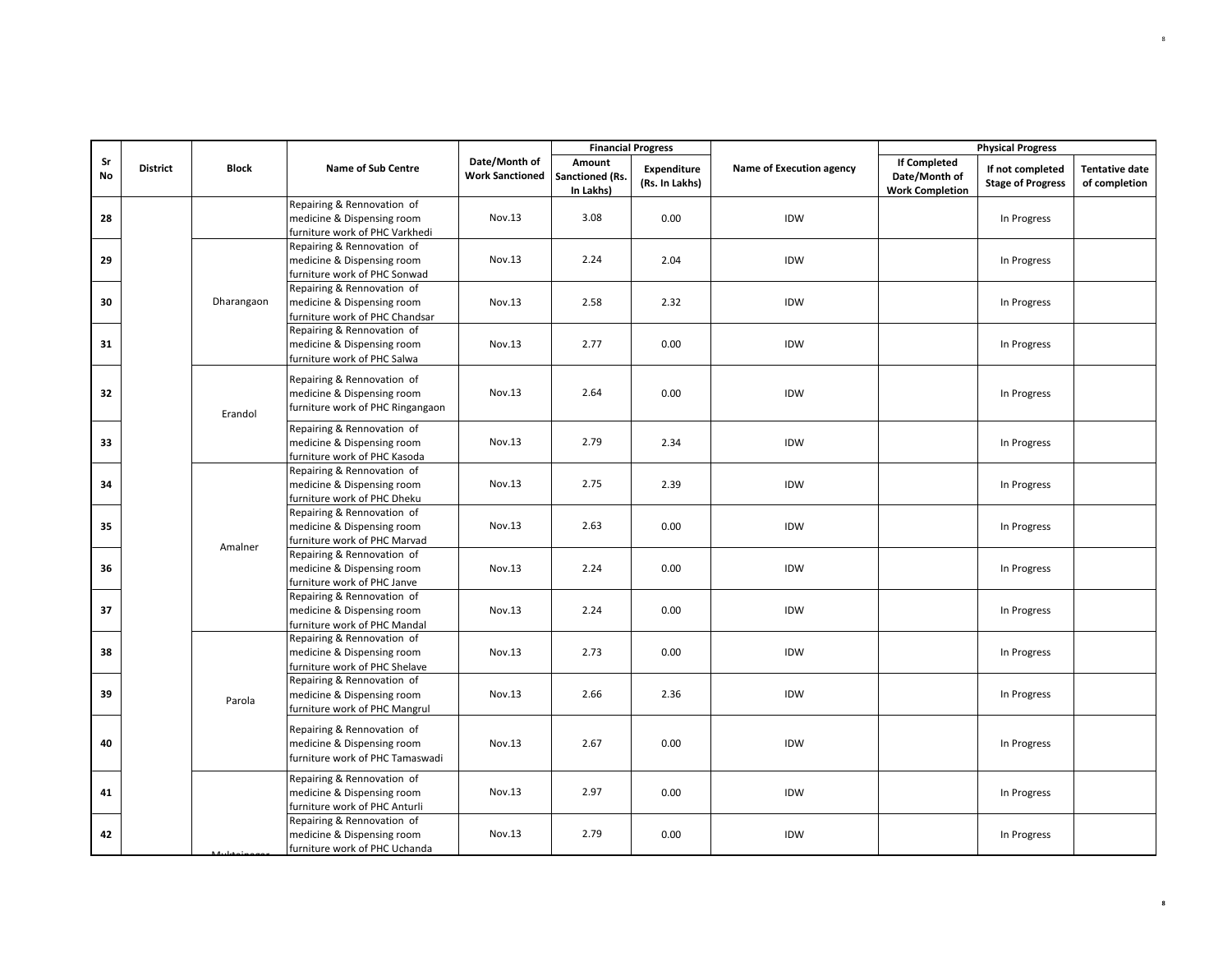| Sr No | District | Block | Name of Sub Centre | Date/Month of Work Sanctioned | Financial Progress | | Name of Execution agency | Physical Progress | | |
|---|---|---|---|---|---|---|---|---|---|---|
| | | | | | Amount Sanctioned (Rs. In Lakhs) | Expenditure (Rs. In Lakhs) | | If Completed Date/Month of Work Completion | If not completed Stage of Progress | Tentative date of completion |
| 28 | | | Repairing & Rennovation of medicine & Dispensing room furniture work of PHC Varkhedi | Nov.13 | 3.08 | 0.00 | IDW | | In Progress | |
| 29 | | Dharangaon | Repairing & Rennovation of medicine & Dispensing room furniture work of PHC Sonwad | Nov.13 | 2.24 | 2.04 | IDW | | In Progress | |
| 30 | | Dharangaon | Repairing & Rennovation of medicine & Dispensing room furniture work of PHC Chandsar | Nov.13 | 2.58 | 2.32 | IDW | | In Progress | |
| 31 | | Dharangaon | Repairing & Rennovation of medicine & Dispensing room furniture work of PHC Salwa | Nov.13 | 2.77 | 0.00 | IDW | | In Progress | |
| 32 | | Erandol | Repairing & Rennovation of medicine & Dispensing room furniture work of PHC Ringangaon | Nov.13 | 2.64 | 0.00 | IDW | | In Progress | |
| 33 | | Erandol | Repairing & Rennovation of medicine & Dispensing room furniture work of PHC Kasoda | Nov.13 | 2.79 | 2.34 | IDW | | In Progress | |
| 34 | | Amalner | Repairing & Rennovation of medicine & Dispensing room furniture work of PHC Dheku | Nov.13 | 2.75 | 2.39 | IDW | | In Progress | |
| 35 | | Amalner | Repairing & Rennovation of medicine & Dispensing room furniture work of PHC Marvad | Nov.13 | 2.63 | 0.00 | IDW | | In Progress | |
| 36 | | Amalner | Repairing & Rennovation of medicine & Dispensing room furniture work of PHC Janve | Nov.13 | 2.24 | 0.00 | IDW | | In Progress | |
| 37 | | Amalner | Repairing & Rennovation of medicine & Dispensing room furniture work of PHC Mandal | Nov.13 | 2.24 | 0.00 | IDW | | In Progress | |
| 38 | | Parola | Repairing & Rennovation of medicine & Dispensing room furniture work of PHC Shelave | Nov.13 | 2.73 | 0.00 | IDW | | In Progress | |
| 39 | | Parola | Repairing & Rennovation of medicine & Dispensing room furniture work of PHC Mangrul | Nov.13 | 2.66 | 2.36 | IDW | | In Progress | |
| 40 | | Parola | Repairing & Rennovation of medicine & Dispensing room furniture work of PHC Tamaswadi | Nov.13 | 2.67 | 0.00 | IDW | | In Progress | |
| 41 | | Muktainagar | Repairing & Rennovation of medicine & Dispensing room furniture work of PHC Anturli | Nov.13 | 2.97 | 0.00 | IDW | | In Progress | |
| 42 | | Muktainagar | Repairing & Rennovation of medicine & Dispensing room furniture work of PHC Uchanda | Nov.13 | 2.79 | 0.00 | IDW | | In Progress | |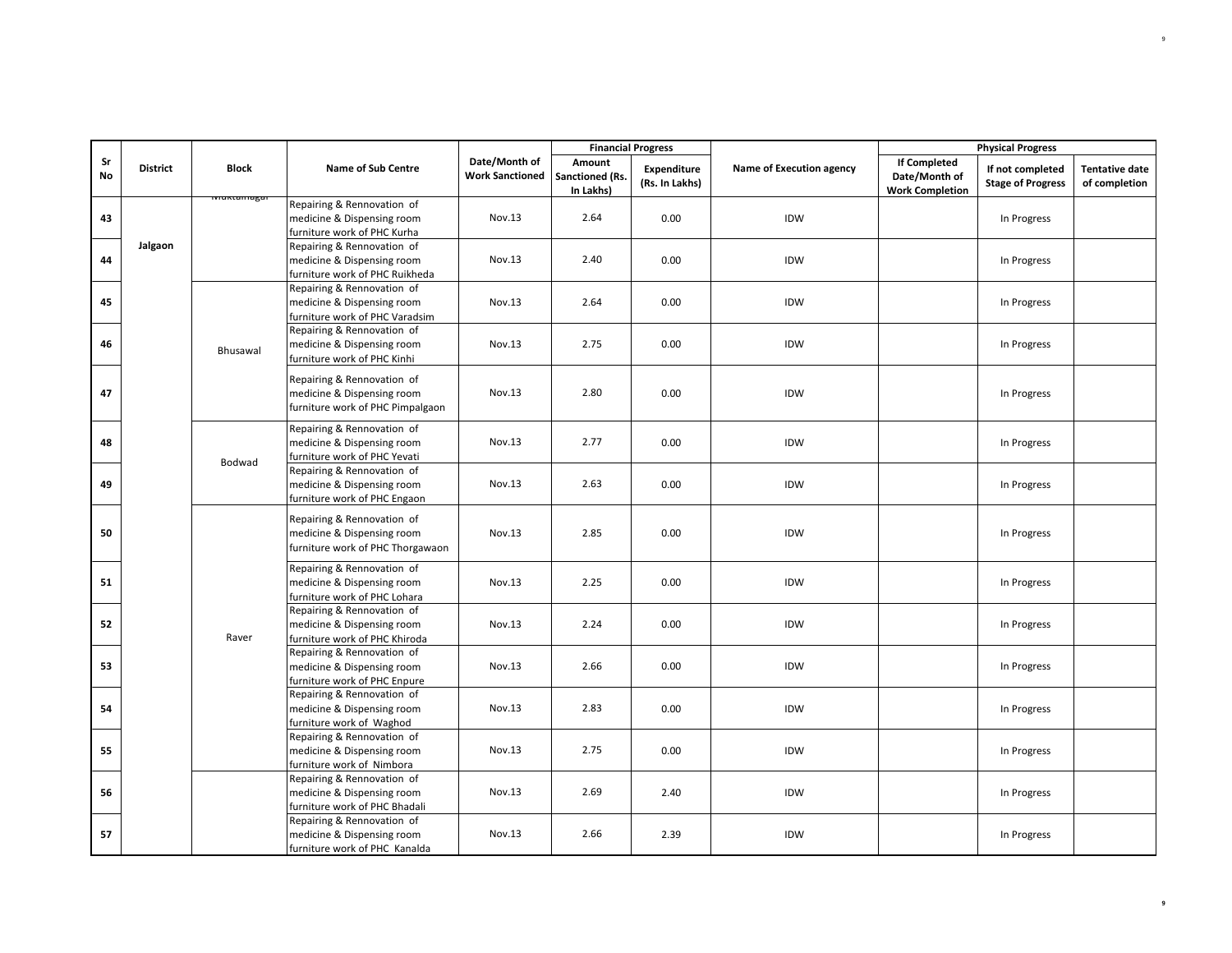| Sr No | District | Block | Name of Sub Centre | Date/Month of Work Sanctioned | Financial Progress | | Name of Execution agency | Physical Progress | | |
|---|---|---|---|---|---|---|---|---|---|---|
| | | | | | Amount Sanctioned (Rs. In Lakhs) | Expenditure (Rs. In Lakhs) | | If Completed Date/Month of Work Completion | If not completed Stage of Progress | Tentative date of completion |
| 43 | Jalgaon | Muktainagar | Repairing & Rennovation of medicine & Dispensing room furniture work of PHC Kurha | Nov.13 | 2.64 | 0.00 | IDW | | In Progress | |
| 44 | | | Repairing & Rennovation of medicine & Dispensing room furniture work of PHC Ruikheda | Nov.13 | 2.40 | 0.00 | IDW | | In Progress | |
| 45 | | Bhusawal | Repairing & Rennovation of medicine & Dispensing room furniture work of PHC Varadsim | Nov.13 | 2.64 | 0.00 | IDW | | In Progress | |
| 46 | | | Repairing & Rennovation of medicine & Dispensing room furniture work of PHC Kinhi | Nov.13 | 2.75 | 0.00 | IDW | | In Progress | |
| 47 | | | Repairing & Rennovation of medicine & Dispensing room furniture work of PHC Pimpalgaon | Nov.13 | 2.80 | 0.00 | IDW | | In Progress | |
| 48 | | Bodwad | Repairing & Rennovation of medicine & Dispensing room furniture work of PHC Yevati | Nov.13 | 2.77 | 0.00 | IDW | | In Progress | |
| 49 | | | Repairing & Rennovation of medicine & Dispensing room furniture work of PHC Engaon | Nov.13 | 2.63 | 0.00 | IDW | | In Progress | |
| 50 | | Raver | Repairing & Rennovation of medicine & Dispensing room furniture work of PHC Thorgawaon | Nov.13 | 2.85 | 0.00 | IDW | | In Progress | |
| 51 | | | Repairing & Rennovation of medicine & Dispensing room furniture work of PHC Lohara | Nov.13 | 2.25 | 0.00 | IDW | | In Progress | |
| 52 | | | Repairing & Rennovation of medicine & Dispensing room furniture work of PHC Khiroda | Nov.13 | 2.24 | 0.00 | IDW | | In Progress | |
| 53 | | | Repairing & Rennovation of medicine & Dispensing room furniture work of PHC Enpure | Nov.13 | 2.66 | 0.00 | IDW | | In Progress | |
| 54 | | | Repairing & Rennovation of medicine & Dispensing room furniture work of Waghod | Nov.13 | 2.83 | 0.00 | IDW | | In Progress | |
| 55 | | | Repairing & Rennovation of medicine & Dispensing room furniture work of Nimbora | Nov.13 | 2.75 | 0.00 | IDW | | In Progress | |
| 56 | | | Repairing & Rennovation of medicine & Dispensing room furniture work of PHC Bhadali | Nov.13 | 2.69 | 2.40 | IDW | | In Progress | |
| 57 | | | Repairing & Rennovation of medicine & Dispensing room furniture work of PHC Kanalda | Nov.13 | 2.66 | 2.39 | IDW | | In Progress | |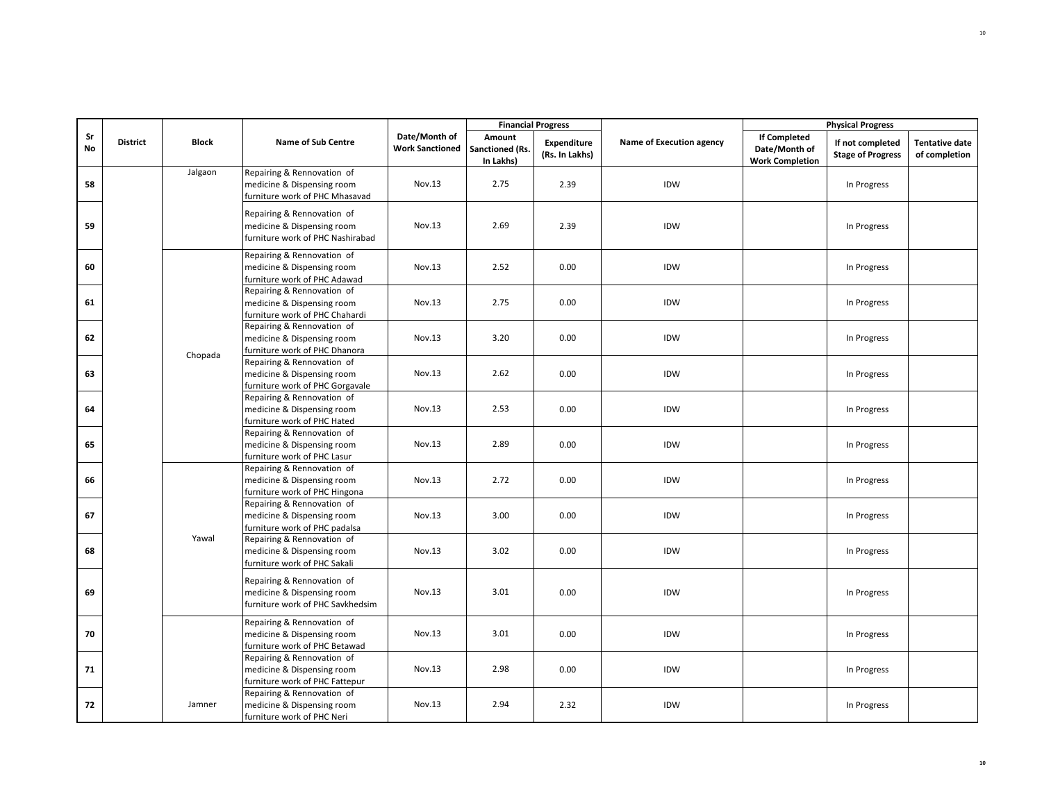| Sr No | District | Block | Name of Sub Centre | Date/Month of Work Sanctioned | Financial Progress | | Name of Execution agency | Physical Progress | | |
|---|---|---|---|---|---|---|---|---|---|---|
| | | | | | Amount Sanctioned (Rs. In Lakhs) | Expenditure (Rs. In Lakhs) | | If Completed Date/Month of Work Completion | If not completed Stage of Progress | Tentative date of completion |
| 58 | | Jalgaon | Repairing & Rennovation of medicine & Dispensing room furniture work of PHC Mhasavad | Nov.13 | 2.75 | 2.39 | IDW | | In Progress | |
| 59 | | | Repairing & Rennovation of medicine & Dispensing room furniture work of PHC Nashirabad | Nov.13 | 2.69 | 2.39 | IDW | | In Progress | |
| 60 | | Chopada | Repairing & Rennovation of medicine & Dispensing room furniture work of PHC Adawad | Nov.13 | 2.52 | 0.00 | IDW | | In Progress | |
| 61 | | | Repairing & Rennovation of medicine & Dispensing room furniture work of PHC Chahardi | Nov.13 | 2.75 | 0.00 | IDW | | In Progress | |
| 62 | | | Repairing & Rennovation of medicine & Dispensing room furniture work of PHC Dhanora | Nov.13 | 3.20 | 0.00 | IDW | | In Progress | |
| 63 | | | Repairing & Rennovation of medicine & Dispensing room furniture work of PHC Gorgavale | Nov.13 | 2.62 | 0.00 | IDW | | In Progress | |
| 64 | | | Repairing & Rennovation of medicine & Dispensing room furniture work of PHC Hated | Nov.13 | 2.53 | 0.00 | IDW | | In Progress | |
| 65 | | | Repairing & Rennovation of medicine & Dispensing room furniture work of PHC Lasur | Nov.13 | 2.89 | 0.00 | IDW | | In Progress | |
| 66 | | Yawal | Repairing & Rennovation of medicine & Dispensing room furniture work of PHC Hingona | Nov.13 | 2.72 | 0.00 | IDW | | In Progress | |
| 67 | | | Repairing & Rennovation of medicine & Dispensing room furniture work of PHC padalsa | Nov.13 | 3.00 | 0.00 | IDW | | In Progress | |
| 68 | | | Repairing & Rennovation of medicine & Dispensing room furniture work of PHC Sakali | Nov.13 | 3.02 | 0.00 | IDW | | In Progress | |
| 69 | | | Repairing & Rennovation of medicine & Dispensing room furniture work of PHC Savkhedsim | Nov.13 | 3.01 | 0.00 | IDW | | In Progress | |
| 70 | | Jamner | Repairing & Rennovation of medicine & Dispensing room furniture work of PHC Betawad | Nov.13 | 3.01 | 0.00 | IDW | | In Progress | |
| 71 | | | Repairing & Rennovation of medicine & Dispensing room furniture work of PHC Fattepur | Nov.13 | 2.98 | 0.00 | IDW | | In Progress | |
| 72 | | | Repairing & Rennovation of medicine & Dispensing room furniture work of PHC Neri | Nov.13 | 2.94 | 2.32 | IDW | | In Progress | |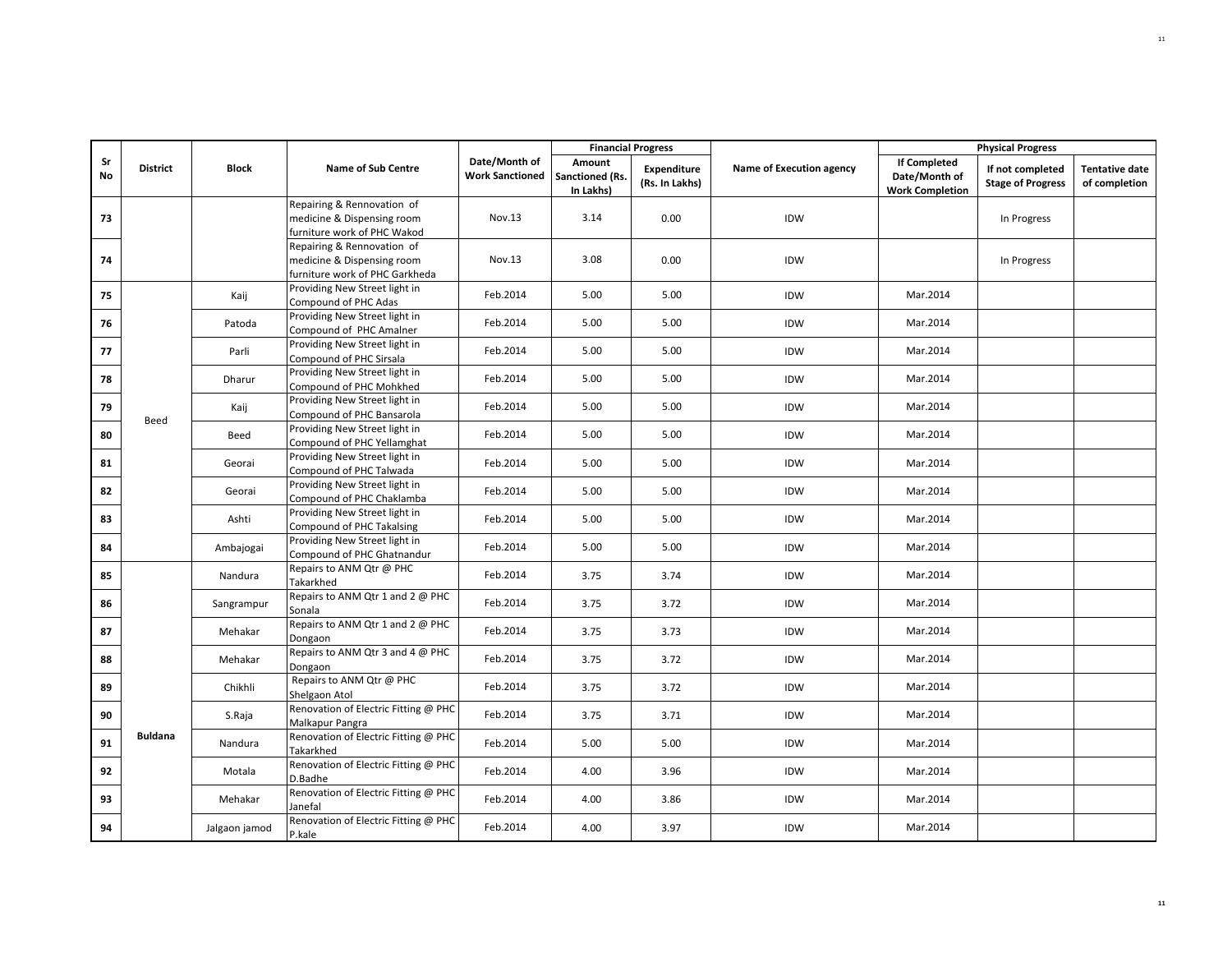| Sr No | District | Block | Name of Sub Centre | Date/Month of Work Sanctioned | Financial Progress | | Name of Execution agency | Physical Progress | | |
|---|---|---|---|---|---|---|---|---|---|---|
| | | | | | Amount Sanctioned (Rs. In Lakhs) | Expenditure (Rs. In Lakhs) | | If Completed Date/Month of Work Completion | If not completed Stage of Progress | Tentative date of completion |
| 73 | | | Repairing & Rennovation of medicine & Dispensing room furniture work of PHC Wakod | Nov.13 | 3.14 | 0.00 | IDW | | In Progress | |
| 74 | | | Repairing & Rennovation of medicine & Dispensing room furniture work of PHC Garkheda | Nov.13 | 3.08 | 0.00 | IDW | | In Progress | |
| 75 | Beed | Kaij | Providing New Street light in Compound of PHC Adas | Feb.2014 | 5.00 | 5.00 | IDW | Mar.2014 | | |
| 76 | | Patoda | Providing New Street light in Compound of PHC Amalner | Feb.2014 | 5.00 | 5.00 | IDW | Mar.2014 | | |
| 77 | | Parli | Providing New Street light in Compound of PHC Sirsala | Feb.2014 | 5.00 | 5.00 | IDW | Mar.2014 | | |
| 78 | | Dharur | Providing New Street light in Compound of PHC Mohkhed | Feb.2014 | 5.00 | 5.00 | IDW | Mar.2014 | | |
| 79 | | Kaij | Providing New Street light in Compound of PHC Bansarola | Feb.2014 | 5.00 | 5.00 | IDW | Mar.2014 | | |
| 80 | | Beed | Providing New Street light in Compound of PHC Yellamghat | Feb.2014 | 5.00 | 5.00 | IDW | Mar.2014 | | |
| 81 | | Georai | Providing New Street light in Compound of PHC Talwada | Feb.2014 | 5.00 | 5.00 | IDW | Mar.2014 | | |
| 82 | | Georai | Providing New Street light in Compound of PHC Chaklamba | Feb.2014 | 5.00 | 5.00 | IDW | Mar.2014 | | |
| 83 | | Ashti | Providing New Street light in Compound of PHC Takalsing | Feb.2014 | 5.00 | 5.00 | IDW | Mar.2014 | | |
| 84 | | Ambajogai | Providing New Street light in Compound of PHC Ghatnandur | Feb.2014 | 5.00 | 5.00 | IDW | Mar.2014 | | |
| 85 | **Buldana** | Nandura | Repairs to ANM Qtr @ PHC Takarkhed | Feb.2014 | 3.75 | 3.74 | IDW | Mar.2014 | | |
| 86 | | Sangrampur | Repairs to ANM Qtr 1 and 2 @ PHC Sonala | Feb.2014 | 3.75 | 3.72 | IDW | Mar.2014 | | |
| 87 | | Mehakar | Repairs to ANM Qtr 1 and 2 @ PHC Dongaon | Feb.2014 | 3.75 | 3.73 | IDW | Mar.2014 | | |
| 88 | | Mehakar | Repairs to ANM Qtr 3 and 4 @ PHC Dongaon | Feb.2014 | 3.75 | 3.72 | IDW | Mar.2014 | | |
| 89 | | Chikhli | Repairs to ANM Qtr @ PHC Shelgaon Atol | Feb.2014 | 3.75 | 3.72 | IDW | Mar.2014 | | |
| 90 | | S.Raja | Renovation of Electric Fitting @ PHC Malkapur Pangra | Feb.2014 | 3.75 | 3.71 | IDW | Mar.2014 | | |
| 91 | | Nandura | Renovation of Electric Fitting @ PHC Takarkhed | Feb.2014 | 5.00 | 5.00 | IDW | Mar.2014 | | |
| 92 | | Motala | Renovation of Electric Fitting @ PHC D.Badhe | Feb.2014 | 4.00 | 3.96 | IDW | Mar.2014 | | |
| 93 | | Mehakar | Renovation of Electric Fitting @ PHC Janefal | Feb.2014 | 4.00 | 3.86 | IDW | Mar.2014 | | |
| 94 | | Jalgaon jamod | Renovation of Electric Fitting @ PHC P.kale | Feb.2014 | 4.00 | 3.97 | IDW | Mar.2014 | | |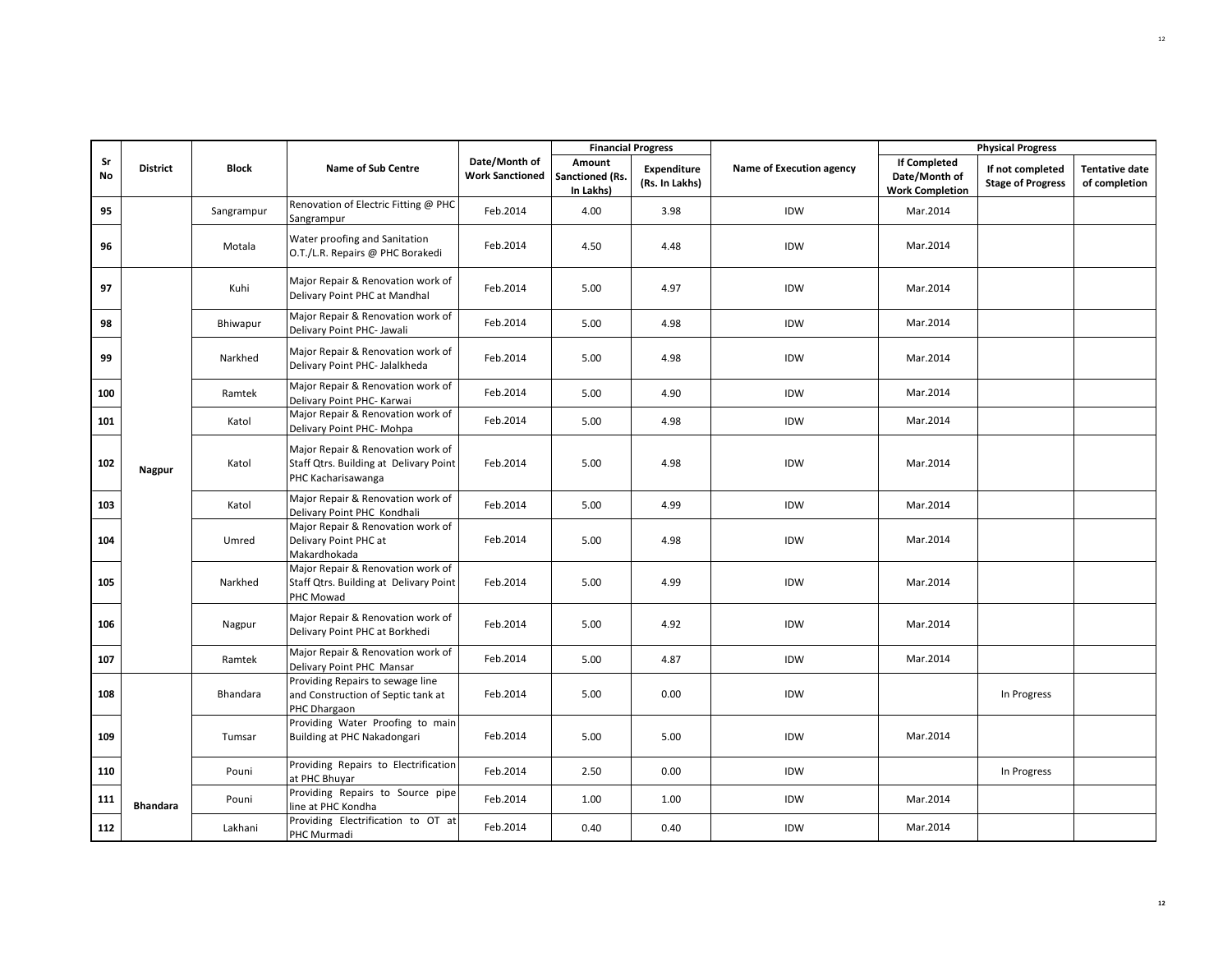| Sr No | District | Block | Name of Sub Centre | Date/Month of Work Sanctioned | Financial Progress | | Name of Execution agency | Physical Progress | | |
|---|---|---|---|---|---|---|---|---|---|---|
| | | | | | Amount Sanctioned (Rs. In Lakhs) | Expenditure (Rs. In Lakhs) | | If Completed Date/Month of Work Completion | If not completed Stage of Progress | Tentative date of completion |
| 95 | | Sangrampur | Renovation of Electric Fitting @ PHC Sangrampur | Feb.2014 | 4.00 | 3.98 | IDW | Mar.2014 | | |
| 96 | | Motala | Water proofing and Sanitation O.T./L.R. Repairs @ PHC Borakedi | Feb.2014 | 4.50 | 4.48 | IDW | Mar.2014 | | |
| 97 | Nagpur | Kuhi | Major Repair & Renovation work of Delivary Point PHC at Mandhal | Feb.2014 | 5.00 | 4.97 | IDW | Mar.2014 | | |
| 98 | | Bhiwapur | Major Repair & Renovation work of Delivary Point PHC- Jawali | Feb.2014 | 5.00 | 4.98 | IDW | Mar.2014 | | |
| 99 | | Narkhed | Major Repair & Renovation work of Delivary Point PHC- Jalalkheda | Feb.2014 | 5.00 | 4.98 | IDW | Mar.2014 | | |
| 100 | | Ramtek | Major Repair & Renovation work of Delivary Point PHC- Karwai | Feb.2014 | 5.00 | 4.90 | IDW | Mar.2014 | | |
| 101 | | Katol | Major Repair & Renovation work of Delivary Point PHC- Mohpa | Feb.2014 | 5.00 | 4.98 | IDW | Mar.2014 | | |
| 102 | | Katol | Major Repair & Renovation work of Staff Qtrs. Building at Delivary Point PHC Kacharisawanga | Feb.2014 | 5.00 | 4.98 | IDW | Mar.2014 | | |
| 103 | | Katol | Major Repair & Renovation work of Delivary Point PHC Kondhali | Feb.2014 | 5.00 | 4.99 | IDW | Mar.2014 | | |
| 104 | | Umred | Major Repair & Renovation work of Delivary Point PHC at Makardhokada | Feb.2014 | 5.00 | 4.98 | IDW | Mar.2014 | | |
| 105 | | Narkhed | Major Repair & Renovation work of Staff Qtrs. Building at Delivary Point PHC Mowad | Feb.2014 | 5.00 | 4.99 | IDW | Mar.2014 | | |
| 106 | | Nagpur | Major Repair & Renovation work of Delivary Point PHC at Borkhedi | Feb.2014 | 5.00 | 4.92 | IDW | Mar.2014 | | |
| 107 | | Ramtek | Major Repair & Renovation work of Delivary Point PHC Mansar | Feb.2014 | 5.00 | 4.87 | IDW | Mar.2014 | | |
| 108 | Bhandara | Bhandara | Providing Repairs to sewage line and Construction of Septic tank at PHC Dhargaon | Feb.2014 | 5.00 | 0.00 | IDW | | In Progress | |
| 109 | | Tumsar | Providing Water Proofing to main Building at PHC Nakadongari | Feb.2014 | 5.00 | 5.00 | IDW | Mar.2014 | | |
| 110 | | Pouni | Providing Repairs to Electrification at PHC Bhuyar | Feb.2014 | 2.50 | 0.00 | IDW | | In Progress | |
| 111 | | Pouni | Providing Repairs to Source pipe line at PHC Kondha | Feb.2014 | 1.00 | 1.00 | IDW | Mar.2014 | | |
| 112 | | Lakhani | Providing Electrification to OT at PHC Murmadi | Feb.2014 | 0.40 | 0.40 | IDW | Mar.2014 | | |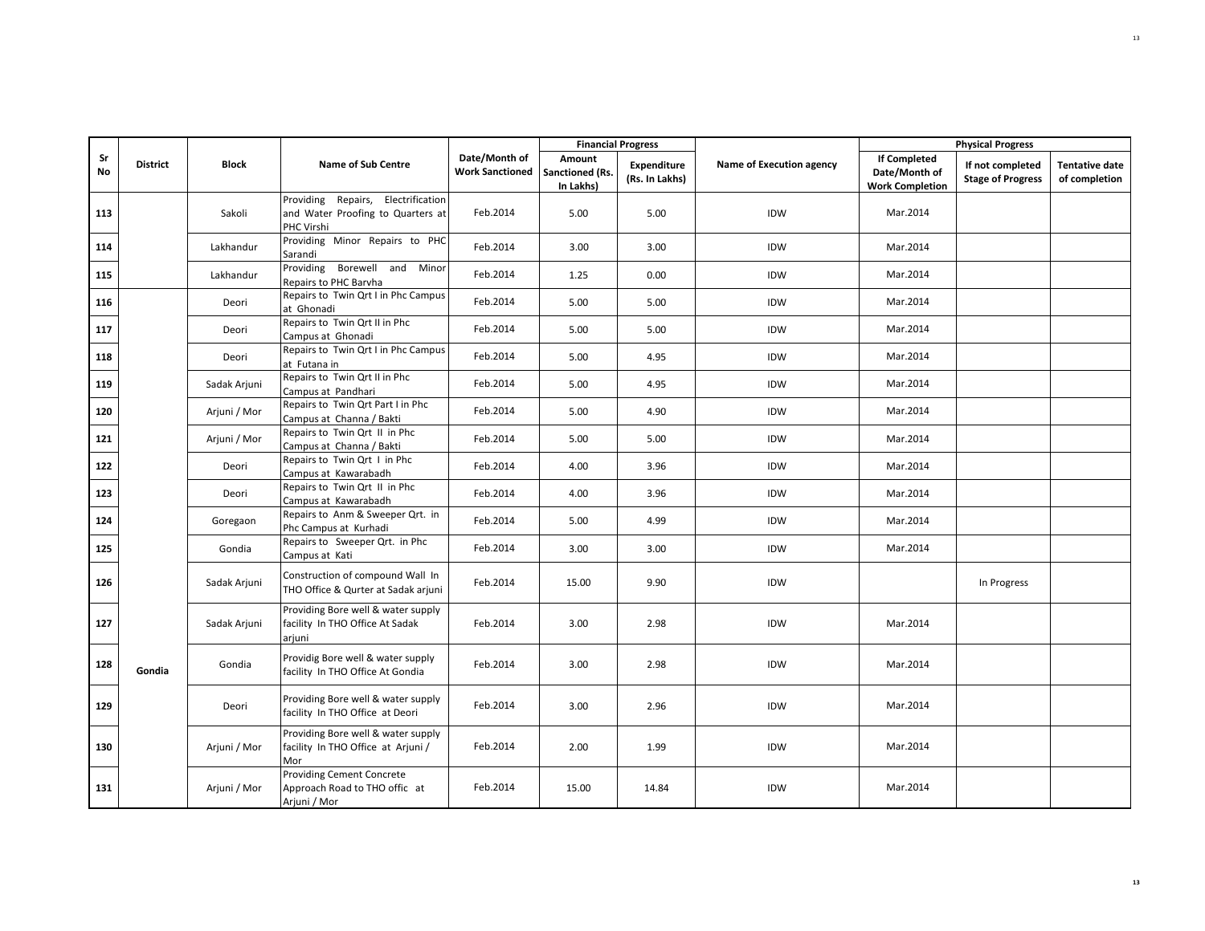| Sr No | District | Block | Name of Sub Centre | Date/Month of Work Sanctioned | Financial Progress | | Name of Execution agency | Physical Progress | | |
|---|---|---|---|---|---|---|---|---|---|---|
| | | | | | Amount Sanctioned (Rs. In Lakhs) | Expenditure (Rs. In Lakhs) | | If Completed Date/Month of Work Completion | If not completed Stage of Progress | Tentative date of completion |
| 113 | | Sakoli | Providing Repairs, Electrification and Water Proofing to Quarters at PHC Virshi | Feb.2014 | 5.00 | 5.00 | IDW | Mar.2014 | | |
| 114 | | Lakhandur | Providing Minor Repairs to PHC Sarandi | Feb.2014 | 3.00 | 3.00 | IDW | Mar.2014 | | |
| 115 | | Lakhandur | Providing Borewell and Minor Repairs to PHC Barvha | Feb.2014 | 1.25 | 0.00 | IDW | Mar.2014 | | |
| 116 | Gondia | Deori | Repairs to Twin Qrt I in Phc Campus at Ghonadi | Feb.2014 | 5.00 | 5.00 | IDW | Mar.2014 | | |
| 117 | | Deori | Repairs to Twin Qrt II in Phc Campus at Ghonadi | Feb.2014 | 5.00 | 5.00 | IDW | Mar.2014 | | |
| 118 | | Deori | Repairs to Twin Qrt I in Phc Campus at Futana in | Feb.2014 | 5.00 | 4.95 | IDW | Mar.2014 | | |
| 119 | | Sadak Arjuni | Repairs to Twin Qrt II in Phc Campus at Pandhari | Feb.2014 | 5.00 | 4.95 | IDW | Mar.2014 | | |
| 120 | | Arjuni / Mor | Repairs to Twin Qrt Part I in Phc Campus at Channa / Bakti | Feb.2014 | 5.00 | 4.90 | IDW | Mar.2014 | | |
| 121 | | Arjuni / Mor | Repairs to Twin Qrt II in Phc Campus at Channa / Bakti | Feb.2014 | 5.00 | 5.00 | IDW | Mar.2014 | | |
| 122 | | Deori | Repairs to Twin Qrt I in Phc Campus at Kawarabadh | Feb.2014 | 4.00 | 3.96 | IDW | Mar.2014 | | |
| 123 | | Deori | Repairs to Twin Qrt II in Phc Campus at Kawarabadh | Feb.2014 | 4.00 | 3.96 | IDW | Mar.2014 | | |
| 124 | | Goregaon | Repairs to Anm & Sweeper Qrt. in Phc Campus at Kurhadi | Feb.2014 | 5.00 | 4.99 | IDW | Mar.2014 | | |
| 125 | | Gondia | Repairs to Sweeper Qrt. in Phc Campus at Kati | Feb.2014 | 3.00 | 3.00 | IDW | Mar.2014 | | |
| 126 | | Sadak Arjuni | Construction of compound Wall In THO Office & Qurter at Sadak arjuni | Feb.2014 | 15.00 | 9.90 | IDW | | In Progress | |
| 127 | | Sadak Arjuni | Providing Bore well & water supply facility In THO Office At Sadak arjuni | Feb.2014 | 3.00 | 2.98 | IDW | Mar.2014 | | |
| 128 | | Gondia | Providig Bore well & water supply facility In THO Office At Gondia | Feb.2014 | 3.00 | 2.98 | IDW | Mar.2014 | | |
| 129 | | Deori | Providing Bore well & water supply facility In THO Office at Deori | Feb.2014 | 3.00 | 2.96 | IDW | Mar.2014 | | |
| 130 | | Arjuni / Mor | Providing Bore well & water supply facility In THO Office at Arjuni / Mor | Feb.2014 | 2.00 | 1.99 | IDW | Mar.2014 | | |
| 131 | | Arjuni / Mor | Providing Cement Concrete Approach Road to THO offic at Arjuni / Mor | Feb.2014 | 15.00 | 14.84 | IDW | Mar.2014 | | |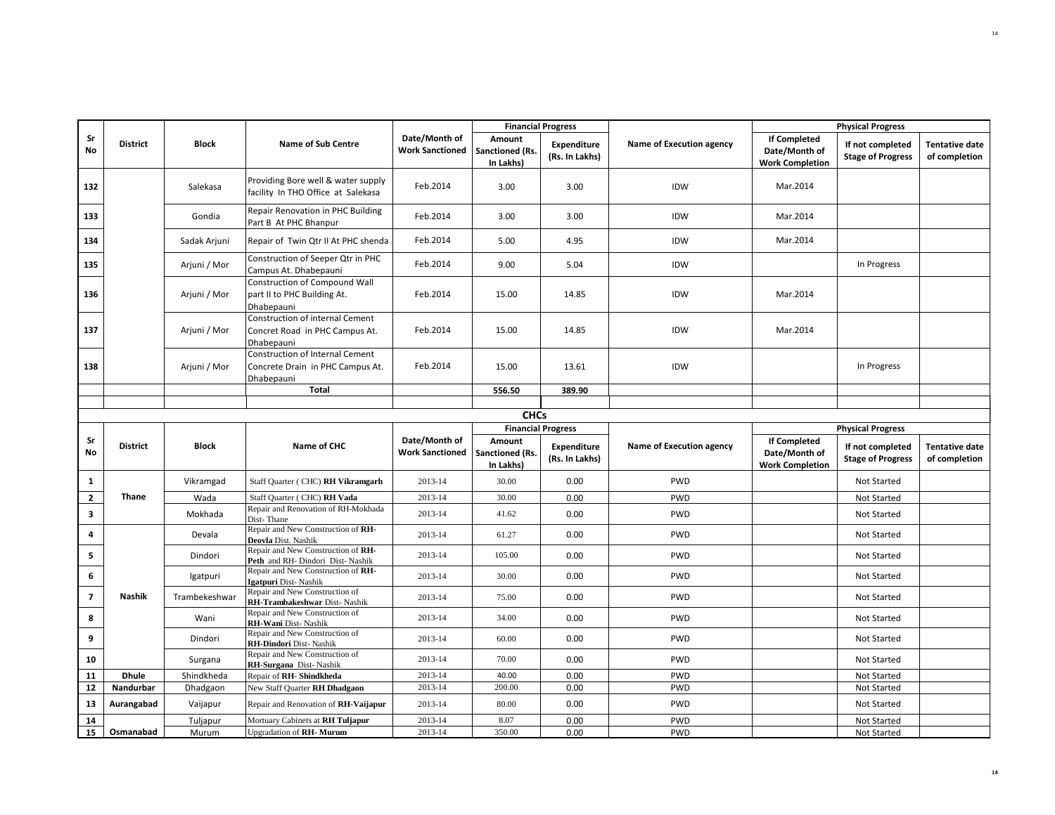| Sr No | District | Block | Name of Sub Centre | Date/Month of Work Sanctioned | Financial Progress | | Name of Execution agency | Physical Progress | | |
|---|---|---|---|---|---|---|---|---|---|---|
| | | | | | Amount Sanctioned (Rs. In Lakhs) | Expenditure (Rs. In Lakhs) | | If Completed Date/Month of Work Completion | If not completed Stage of Progress | Tentative date of completion |
| 132 | | Salekasa | Providing Bore well & water supply facility In THO Office at Salekasa | Feb.2014 | 3.00 | 3.00 | IDW | Mar.2014 | | |
| 133 | | Gondia | Repair Renovation in PHC Building Part B At PHC Bhanpur | Feb.2014 | 3.00 | 3.00 | IDW | Mar.2014 | | |
| 134 | | Sadak Arjuni | Repair of Twin Qtr II At PHC shenda | Feb.2014 | 5.00 | 4.95 | IDW | Mar.2014 | | |
| 135 | | Arjuni / Mor | Construction of Seeper Qtr in PHC Campus At. Dhabepauni | Feb.2014 | 9.00 | 5.04 | IDW | | In Progress | |
| 136 | | Arjuni / Mor | Construction of Compound Wall part II to PHC Building At. Dhabepauni | Feb.2014 | 15.00 | 14.85 | IDW | Mar.2014 | | |
| 137 | | Arjuni / Mor | Construction of internal Cement Concret Road in PHC Campus At. Dhabepauni | Feb.2014 | 15.00 | 14.85 | IDW | Mar.2014 | | |
| 138 | | Arjuni / Mor | Construction of Internal Cement Concrete Drain in PHC Campus At. Dhabepauni | Feb.2014 | 15.00 | 13.61 | IDW | | In Progress | |
| | | | **Total** | | **556.50** | **389.90** | | | | |

**CHCs**

| Sr No | District | Block | Name of CHC | Date/Month of Work Sanctioned | Financial Progress | | Name of Execution agency | Physical Progress | | |
|---|---|---|---|---|---|---|---|---|---|---|
| | | | | | Amount Sanctioned (Rs. In Lakhs) | Expenditure (Rs. In Lakhs) | | If Completed Date/Month of Work Completion | If not completed Stage of Progress | Tentative date of completion |
| 1 | Thane | Vikramgad | Staff Quarter ( CHC) **RH Vikramgarh** | 2013-14 | 30.00 | 0.00 | PWD | | Not Started | |
| 2 | | Wada | Staff Quarter ( CHC) **RH Vada** | 2013-14 | 30.00 | 0.00 | PWD | | Not Started | |
| 3 | | Mokhada | Repair and Renovation of RH-Mokhada Dist- Thane | 2013-14 | 41.62 | 0.00 | PWD | | Not Started | |
| 4 | Nashik | Devala | Repair and New Construction of **RH-Deovla** Dist. Nashik | 2013-14 | 61.27 | 0.00 | PWD | | Not Started | |
| 5 | | Dindori | Repair and New Construction of **RH-Peth** and RH- Dindori Dist- Nashik | 2013-14 | 105.00 | 0.00 | PWD | | Not Started | |
| 6 | | Igatpuri | Repair and New Construction of **RH-Igatpuri** Dist- Nashik | 2013-14 | 30.00 | 0.00 | PWD | | Not Started | |
| 7 | | Trambekeshwar | Repair and New Construction of **RH-Trambakeshwar** Dist- Nashik | 2013-14 | 75.00 | 0.00 | PWD | | Not Started | |
| 8 | | Wani | Repair and New Construction of **RH-Wani** Dist- Nashik | 2013-14 | 34.00 | 0.00 | PWD | | Not Started | |
| 9 | | Dindori | Repair and New Construction of **RH-Dindori** Dist- Nashik | 2013-14 | 60.00 | 0.00 | PWD | | Not Started | |
| 10 | | Surgana | Repair and New Construction of **RH-Surgana** Dist- Nashik | 2013-14 | 70.00 | 0.00 | PWD | | Not Started | |
| 11 | **Dhule** | Shindkheda | Repair of **RH- Shindkheda** | 2013-14 | 40.00 | 0.00 | PWD | | Not Started | |
| 12 | **Nandurbar** | Dhadgaon | New Staff Quarter **RH Dhadgaon** | 2013-14 | 200.00 | 0.00 | PWD | | Not Started | |
| 13 | **Aurangabad** | Vaijapur | Repair and Renovation of **RH-Vaijapur** | 2013-14 | 80.00 | 0.00 | PWD | | Not Started | |
| 14 | **Osmanabad** | Tuljapur | Mortuary Cabinets at **RH Tuljapur** | 2013-14 | 8.07 | 0.00 | PWD | | Not Started | |
| 15 | | Murum | Upgradation of **RH- Murum** | 2013-14 | 350.00 | 0.00 | PWD | | Not Started | |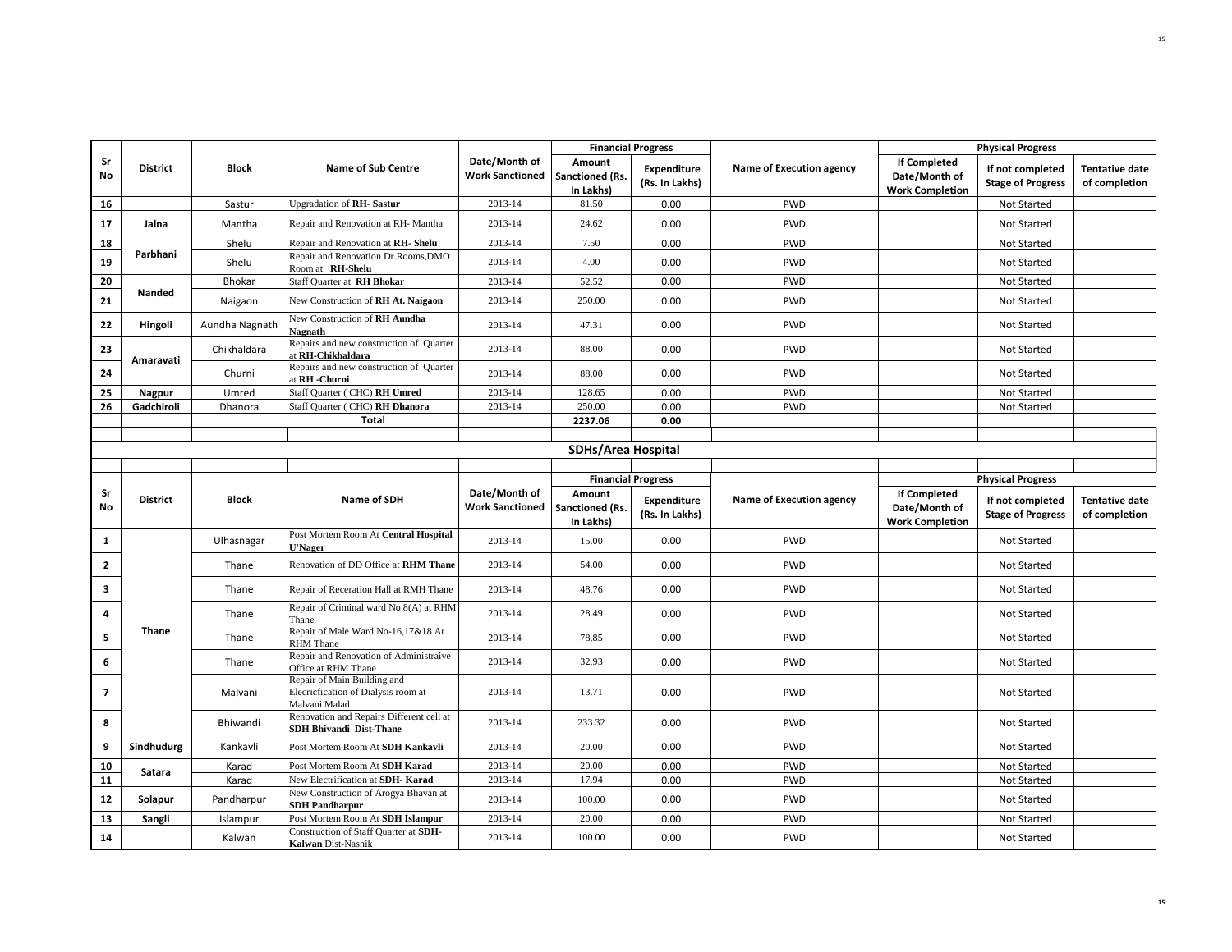| Sr No | District | Block | Name of Sub Centre | Date/Month of Work Sanctioned | Financial Progress | | Name of Execution agency | Physical Progress | | |
|---|---|---|---|---|---|---|---|---|---|---|
| | | | | | Amount Sanctioned (Rs. In Lakhs) | Expenditure (Rs. In Lakhs) | | If Completed Date/Month of Work Completion | If not completed Stage of Progress | Tentative date of completion |
| 16 | | Sastur | Upgradation of **RH- Sastur** | 2013-14 | 81.50 | 0.00 | PWD | | Not Started | |
| 17 | Jalna | Mantha | Repair and Renovation at RH- Mantha | 2013-14 | 24.62 | 0.00 | PWD | | Not Started | |
| 18 | Parbhani | Shelu | Repair and Renovation at **RH- Shelu** | 2013-14 | 7.50 | 0.00 | PWD | | Not Started | |
| 19 | | Shelu | Repair and Renovation Dr.Rooms,DMO Room at **RH-Shelu** | 2013-14 | 4.00 | 0.00 | PWD | | Not Started | |
| 20 | Nanded | Bhokar | Staff Quarter at **RH Bhokar** | 2013-14 | 52.52 | 0.00 | PWD | | Not Started | |
| 21 | | Naigaon | New Construction of **RH At. Naigaon** | 2013-14 | 250.00 | 0.00 | PWD | | Not Started | |
| 22 | Hingoli | Aundha Nagnath | New Construction of **RH Aundha Nagnath** | 2013-14 | 47.31 | 0.00 | PWD | | Not Started | |
| 23 | Amaravati | Chikhaldara | Repairs and new construction of Quarter at **RH-Chikhaldara** | 2013-14 | 88.00 | 0.00 | PWD | | Not Started | |
| 24 | | Churni | Repairs and new construction of Quarter at **RH -Churni** | 2013-14 | 88.00 | 0.00 | PWD | | Not Started | |
| 25 | Nagpur | Umred | Staff Quarter ( CHC) **RH Umred** | 2013-14 | 128.65 | 0.00 | PWD | | Not Started | |
| 26 | Gadchiroli | Dhanora | Staff Quarter ( CHC) **RH Dhanora** | 2013-14 | 250.00 | 0.00 | PWD | | Not Started | |
| | | | **Total** | | **2237.06** | **0.00** | | | | |

## SDHs/Area Hospital

| Sr No | District | Block | Name of SDH | Date/Month of Work Sanctioned | Financial Progress | | Name of Execution agency | Physical Progress | | |
|---|---|---|---|---|---|---|---|---|---|---|
| | | | | | Amount Sanctioned (Rs. In Lakhs) | Expenditure (Rs. In Lakhs) | | If Completed Date/Month of Work Completion | If not completed Stage of Progress | Tentative date of completion |
| 1 | Thane | Ulhasnagar | Post Mortem Room At **Central Hospital U'Nager** | 2013-14 | 15.00 | 0.00 | PWD | | Not Started | |
| 2 | | Thane | Renovation of DD Office at **RHM Thane** | 2013-14 | 54.00 | 0.00 | PWD | | Not Started | |
| 3 | | Thane | Repair of Receration Hall at RMH Thane | 2013-14 | 48.76 | 0.00 | PWD | | Not Started | |
| 4 | | Thane | Repair of Criminal ward No.8(A) at RHM Thane | 2013-14 | 28.49 | 0.00 | PWD | | Not Started | |
| 5 | | Thane | Repair of Male Ward No-16,17&18 Ar RHM Thane | 2013-14 | 78.85 | 0.00 | PWD | | Not Started | |
| 6 | | Thane | Repair and Renovation of Administraive Office at RHM Thane | 2013-14 | 32.93 | 0.00 | PWD | | Not Started | |
| 7 | | Malvani | Repair of Main Building and Elecricfication of Dialysis room at Malvani Malad | 2013-14 | 13.71 | 0.00 | PWD | | Not Started | |
| 8 | | Bhiwandi | Renovation and Repairs Different cell at **SDH Bhivandi Dist-Thane** | 2013-14 | 233.32 | 0.00 | PWD | | Not Started | |
| 9 | Sindhudurg | Kankavli | Post Mortem Room At **SDH Kankavli** | 2013-14 | 20.00 | 0.00 | PWD | | Not Started | |
| 10 | Satara | Karad | Post Mortem Room At **SDH Karad** | 2013-14 | 20.00 | 0.00 | PWD | | Not Started | |
| 11 | | Karad | New Electrification at **SDH- Karad** | 2013-14 | 17.94 | 0.00 | PWD | | Not Started | |
| 12 | Solapur | Pandharpur | New Construction of Arogya Bhavan at **SDH Pandharpur** | 2013-14 | 100.00 | 0.00 | PWD | | Not Started | |
| 13 | Sangli | Islampur | Post Mortem Room At **SDH Islampur** | 2013-14 | 20.00 | 0.00 | PWD | | Not Started | |
| 14 | | Kalwan | Construction of Staff Quarter at **SDH-Kalwan** Dist-Nashik | 2013-14 | 100.00 | 0.00 | PWD | | Not Started | |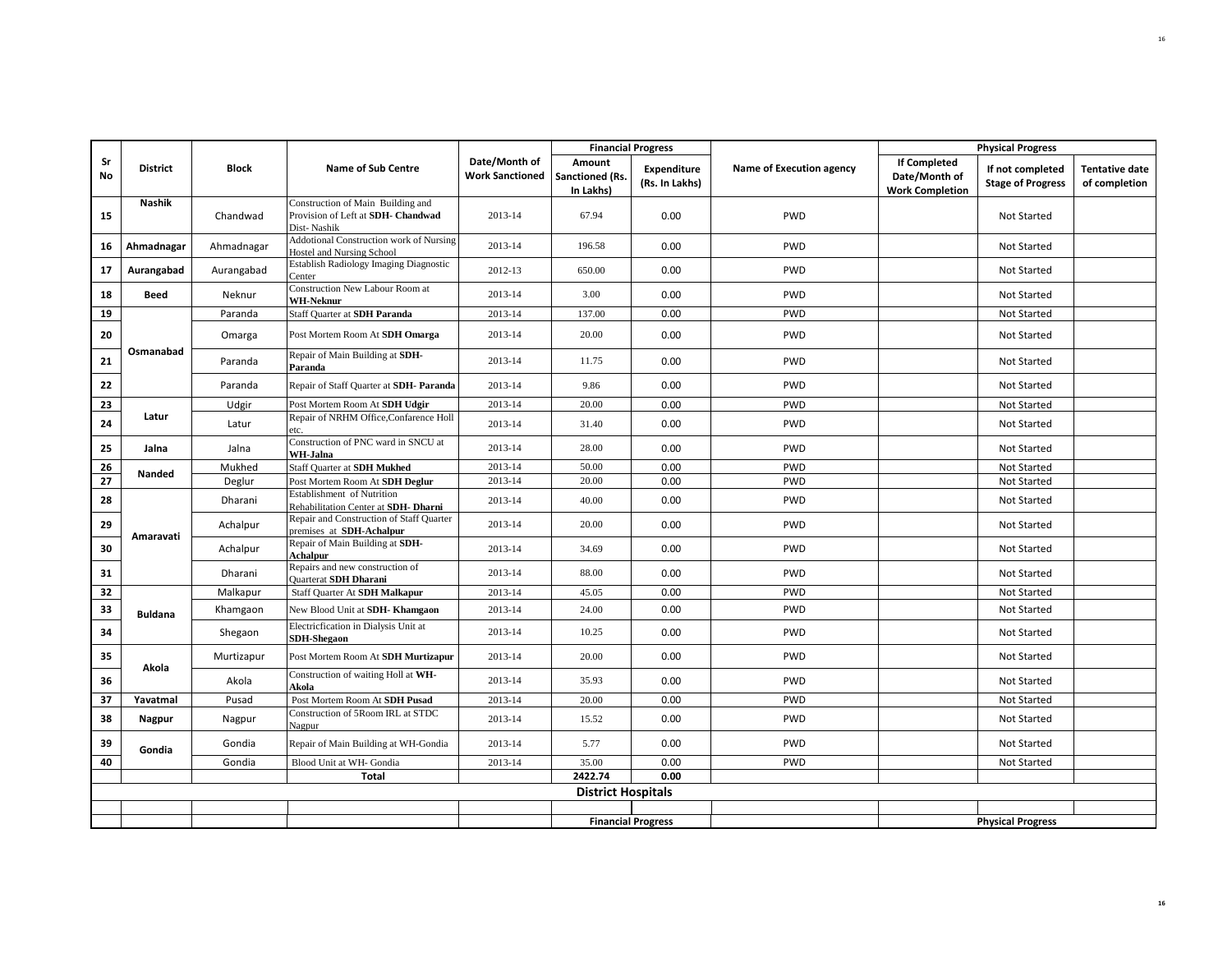| Sr No | District | Block | Name of Sub Centre | Date/Month of Work Sanctioned | Financial Progress | | Name of Execution agency | Physical Progress | | |
|---|---|---|---|---|---|---|---|---|---|---|
| | | | | | Amount Sanctioned (Rs. In Lakhs) | Expenditure (Rs. In Lakhs) | | If Completed Date/Month of Work Completion | If not completed Stage of Progress | Tentative date of completion |
| 15 | Nashik | Chandwad | Construction of Main Building and Provision of Left at **SDH- Chandwad** Dist- Nashik | 2013-14 | 67.94 | 0.00 | PWD | | Not Started | |
| 16 | Ahmadnagar | Ahmadnagar | Addotional Construction work of Nursing Hostel and Nursing School | 2013-14 | 196.58 | 0.00 | PWD | | Not Started | |
| 17 | Aurangabad | Aurangabad | Establish Radiology Imaging Diagnostic Center | 2012-13 | 650.00 | 0.00 | PWD | | Not Started | |
| 18 | Beed | Neknur | Construction New Labour Room at **WH-Neknur** | 2013-14 | 3.00 | 0.00 | PWD | | Not Started | |
| 19 | Osmanabad | Paranda | Staff Quarter at **SDH Paranda** | 2013-14 | 137.00 | 0.00 | PWD | | Not Started | |
| 20 | | Omarga | Post Mortem Room At **SDH Omarga** | 2013-14 | 20.00 | 0.00 | PWD | | Not Started | |
| 21 | | Paranda | Repair of Main Building at **SDH-Paranda** | 2013-14 | 11.75 | 0.00 | PWD | | Not Started | |
| 22 | | Paranda | Repair of Staff Quarter at **SDH- Paranda** | 2013-14 | 9.86 | 0.00 | PWD | | Not Started | |
| 23 | Latur | Udgir | Post Mortem Room At **SDH Udgir** | 2013-14 | 20.00 | 0.00 | PWD | | Not Started | |
| 24 | | Latur | Repair of NRHM Office,Confarence Holl etc. | 2013-14 | 31.40 | 0.00 | PWD | | Not Started | |
| 25 | Jalna | Jalna | Construction of PNC ward in SNCU at **WH-Jalna** | 2013-14 | 28.00 | 0.00 | PWD | | Not Started | |
| 26 | Nanded | Mukhed | Staff Quarter at **SDH Mukhed** | 2013-14 | 50.00 | 0.00 | PWD | | Not Started | |
| 27 | | Deglur | Post Mortem Room At **SDH Deglur** | 2013-14 | 20.00 | 0.00 | PWD | | Not Started | |
| 28 | Amaravati | Dharani | Establishment of Nutrition Rehabilitation Center at **SDH- Dharni** | 2013-14 | 40.00 | 0.00 | PWD | | Not Started | |
| 29 | | Achalpur | Repair and Construction of Staff Quarter premises at **SDH-Achalpur** | 2013-14 | 20.00 | 0.00 | PWD | | Not Started | |
| 30 | | Achalpur | Repair of Main Building at **SDH-Achalpur** | 2013-14 | 34.69 | 0.00 | PWD | | Not Started | |
| 31 | | Dharani | Repairs and new construction of Quarterat **SDH Dharani** | 2013-14 | 88.00 | 0.00 | PWD | | Not Started | |
| 32 | Buldana | Malkapur | Staff Quarter At **SDH Malkapur** | 2013-14 | 45.05 | 0.00 | PWD | | Not Started | |
| 33 | | Khamgaon | New Blood Unit at **SDH- Khamgaon** | 2013-14 | 24.00 | 0.00 | PWD | | Not Started | |
| 34 | | Shegaon | Electricfication in Dialysis Unit at **SDH-Shegaon** | 2013-14 | 10.25 | 0.00 | PWD | | Not Started | |
| 35 | Akola | Murtizapur | Post Mortem Room At **SDH Murtizapur** | 2013-14 | 20.00 | 0.00 | PWD | | Not Started | |
| 36 | | Akola | Construction of waiting Holl at **WH-Akola** | 2013-14 | 35.93 | 0.00 | PWD | | Not Started | |
| 37 | Yavatmal | Pusad | Post Mortem Room At **SDH Pusad** | 2013-14 | 20.00 | 0.00 | PWD | | Not Started | |
| 38 | Nagpur | Nagpur | Construction of 5Room IRL at STDC Nagpur | 2013-14 | 15.52 | 0.00 | PWD | | Not Started | |
| 39 | Gondia | Gondia | Repair of Main Building at WH-Gondia | 2013-14 | 5.77 | 0.00 | PWD | | Not Started | |
| 40 | | Gondia | Blood Unit at WH- Gondia | 2013-14 | 35.00 | 0.00 | PWD | | Not Started | |
| | | | **Total** | | **2422.74** | **0.00** | | | | |

**District Hospitals**

| | | | | | Financial Progress | | | | Physical Progress | |
|---|---|---|---|---|---|---|---|---|---|---|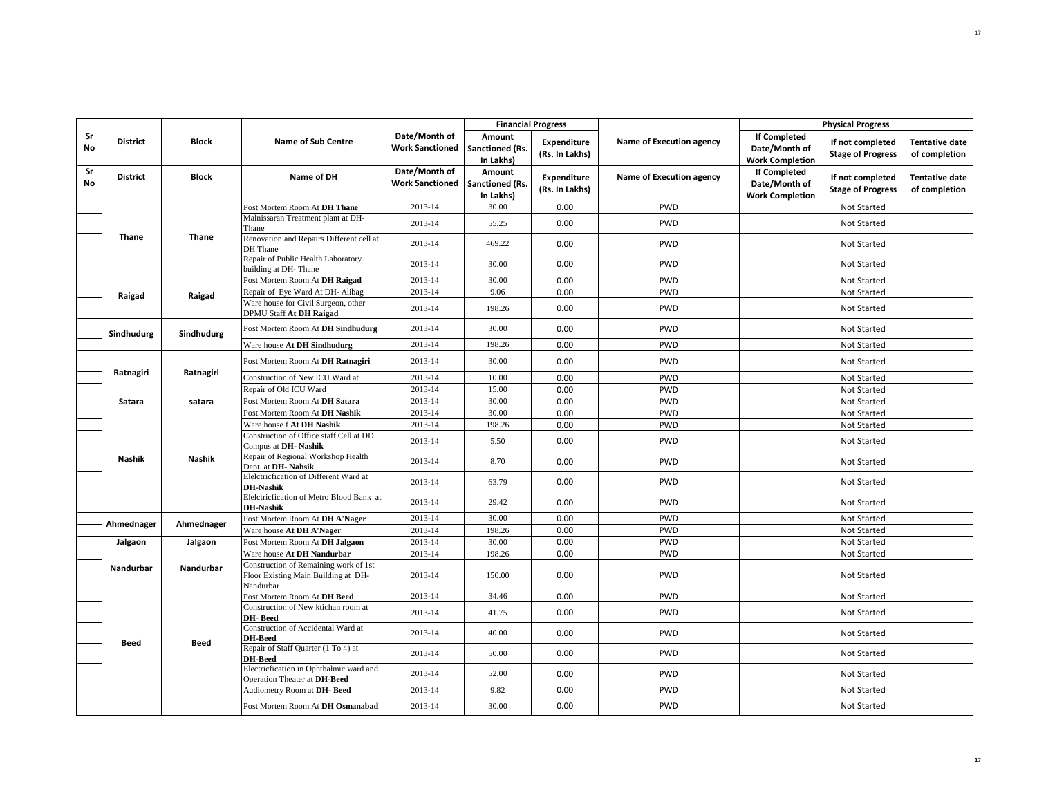| Sr No | District | Block | Name of Sub Centre | Date/Month of Work Sanctioned | Financial Progress | | Name of Execution agency | Physical Progress | | |
|---|---|---|---|---|---|---|---|---|---|---|
| | | | | | Amount Sanctioned (Rs. In Lakhs) | Expenditure (Rs. In Lakhs) | | If Completed Date/Month of Work Completion | If not completed Stage of Progress | Tentative date of completion |
| Sr No | District | Block | Name of DH | Date/Month of Work Sanctioned | Amount Sanctioned (Rs. In Lakhs) | Expenditure (Rs. In Lakhs) | Name of Execution agency | If Completed Date/Month of Work Completion | If not completed Stage of Progress | Tentative date of completion |
| | Thane | Thane | Post Mortem Room At **DH Thane** | 2013-14 | 30.00 | 0.00 | PWD | | Not Started | |
| | | | Malnissaran Treatment plant at DH-Thane | 2013-14 | 55.25 | 0.00 | PWD | | Not Started | |
| | | | Renovation and Repairs Different cell at DH Thane | 2013-14 | 469.22 | 0.00 | PWD | | Not Started | |
| | | | Repair of Public Health Laboratory building at DH- Thane | 2013-14 | 30.00 | 0.00 | PWD | | Not Started | |
| | Raigad | Raigad | Post Mortem Room At **DH Raigad** | 2013-14 | 30.00 | 0.00 | PWD | | Not Started | |
| | | | Repair of Eye Ward At DH- Alibag | 2013-14 | 9.06 | 0.00 | PWD | | Not Started | |
| | | | Ware house for Civil Surgeon, other DPMU Staff **At DH Raigad** | 2013-14 | 198.26 | 0.00 | PWD | | Not Started | |
| | Sindhudurg | Sindhudurg | Post Mortem Room At **DH Sindhudurg** | 2013-14 | 30.00 | 0.00 | PWD | | Not Started | |
| | | | Ware house **At DH Sindhudurg** | 2013-14 | 198.26 | 0.00 | PWD | | Not Started | |
| | Ratnagiri | Ratnagiri | Post Mortem Room At **DH Ratnagiri** | 2013-14 | 30.00 | 0.00 | PWD | | Not Started | |
| | | | Construction of New ICU Ward at | 2013-14 | 10.00 | 0.00 | PWD | | Not Started | |
| | | | Repair of Old ICU Ward | 2013-14 | 15.00 | 0.00 | PWD | | Not Started | |
| | Satara | satara | Post Mortem Room At **DH Satara** | 2013-14 | 30.00 | 0.00 | PWD | | Not Started | |
| | Nashik | Nashik | Post Mortem Room At **DH Nashik** | 2013-14 | 30.00 | 0.00 | PWD | | Not Started | |
| | | | Ware house f **At DH Nashik** | 2013-14 | 198.26 | 0.00 | PWD | | Not Started | |
| | | | Construction of Office staff Cell at DD Compus at **DH- Nashik** | 2013-14 | 5.50 | 0.00 | PWD | | Not Started | |
| | | | Repair of Regional Workshop Health Dept. at **DH- Nahsik** | 2013-14 | 8.70 | 0.00 | PWD | | Not Started | |
| | | | Elelctricfication of Different Ward at **DH-Nashik** | 2013-14 | 63.79 | 0.00 | PWD | | Not Started | |
| | | | Elelctricfication of Metro Blood Bank at **DH-Nashik** | 2013-14 | 29.42 | 0.00 | PWD | | Not Started | |
| | Ahmednager | Ahmednager | Post Mortem Room At **DH A'Nager** | 2013-14 | 30.00 | 0.00 | PWD | | Not Started | |
| | | | Ware house **At DH A'Nager** | 2013-14 | 198.26 | 0.00 | PWD | | Not Started | |
| | Jalgaon | Jalgaon | Post Mortem Room At **DH Jalgaon** | 2013-14 | 30.00 | 0.00 | PWD | | Not Started | |
| | Nandurbar | Nandurbar | Ware house **At DH Nandurbar** | 2013-14 | 198.26 | 0.00 | PWD | | Not Started | |
| | | | Construction of Remaining work of 1st Floor Existing Main Building at DH-Nandurbar | 2013-14 | 150.00 | 0.00 | PWD | | Not Started | |
| | Beed | Beed | Post Mortem Room At **DH Beed** | 2013-14 | 34.46 | 0.00 | PWD | | Not Started | |
| | | | Construction of New ktichan room at **DH- Beed** | 2013-14 | 41.75 | 0.00 | PWD | | Not Started | |
| | | | Construction of Accidental Ward at **DH-Beed** | 2013-14 | 40.00 | 0.00 | PWD | | Not Started | |
| | | | Repair of Staff Quarter (1 To 4) at **DH-Beed** | 2013-14 | 50.00 | 0.00 | PWD | | Not Started | |
| | | | Electricfication in Ophthalmic ward and Operation Theater at **DH-Beed** | 2013-14 | 52.00 | 0.00 | PWD | | Not Started | |
| | | | Audiometry Room at **DH- Beed** | 2013-14 | 9.82 | 0.00 | PWD | | Not Started | |
| | | | Post Mortem Room At **DH Osmanabad** | 2013-14 | 30.00 | 0.00 | PWD | | Not Started | |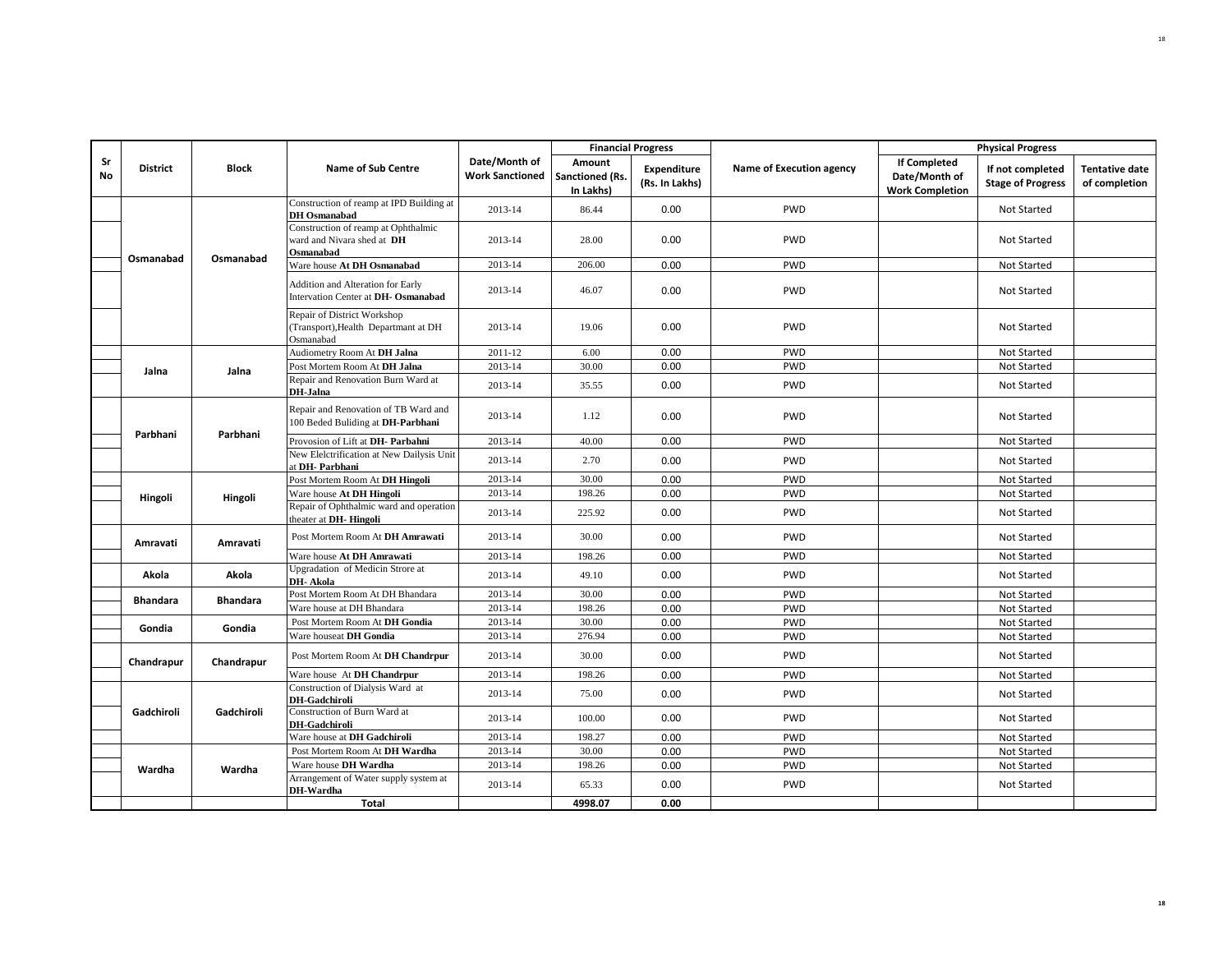| Sr No | District | Block | Name of Sub Centre | Date/Month of Work Sanctioned | Financial Progress | | Name of Execution agency | Physical Progress | | |
|---|---|---|---|---|---|---|---|---|---|---|
| | | | | | Amount Sanctioned (Rs. In Lakhs) | Expenditure (Rs. In Lakhs) | | If Completed Date/Month of Work Completion | If not completed Stage of Progress | Tentative date of completion |
| | Osmanabad | Osmanabad | Construction of reamp at IPD Building at **DH Osmanabad** | 2013-14 | 86.44 | 0.00 | PWD | | Not Started | |
| | | | Construction of reamp at Ophthalmic ward and Nivara shed at **DH Osmanabad** | 2013-14 | 28.00 | 0.00 | PWD | | Not Started | |
| | | | Ware house **At DH Osmanabad** | 2013-14 | 206.00 | 0.00 | PWD | | Not Started | |
| | | | Addition and Alteration for Early Intervation Center at **DH- Osmanabad** | 2013-14 | 46.07 | 0.00 | PWD | | Not Started | |
| | | | Repair of District Workshop (Transport),Health Departmant at DH Osmanabad | 2013-14 | 19.06 | 0.00 | PWD | | Not Started | |
| | Jalna | Jalna | Audiometry Room At **DH Jalna** | 2011-12 | 6.00 | 0.00 | PWD | | Not Started | |
| | | | Post Mortem Room At **DH Jalna** | 2013-14 | 30.00 | 0.00 | PWD | | Not Started | |
| | | | Repair and Renovation Burn Ward at **DH-Jalna** | 2013-14 | 35.55 | 0.00 | PWD | | Not Started | |
| | Parbhani | Parbhani | Repair and Renovation of TB Ward and 100 Beded Buliding at **DH-Parbhani** | 2013-14 | 1.12 | 0.00 | PWD | | Not Started | |
| | | | Provosion of Lift at **DH- Parbahni** | 2013-14 | 40.00 | 0.00 | PWD | | Not Started | |
| | | | New Elelctrification at New Dailysis Unit at **DH- Parbhani** | 2013-14 | 2.70 | 0.00 | PWD | | Not Started | |
| | Hingoli | Hingoli | Post Mortem Room At **DH Hingoli** | 2013-14 | 30.00 | 0.00 | PWD | | Not Started | |
| | | | Ware house **At DH Hingoli** | 2013-14 | 198.26 | 0.00 | PWD | | Not Started | |
| | | | Repair of Ophthalmic ward and operation theater at **DH- Hingoli** | 2013-14 | 225.92 | 0.00 | PWD | | Not Started | |
| | Amravati | Amravati | Post Mortem Room At **DH Amrawati** | 2013-14 | 30.00 | 0.00 | PWD | | Not Started | |
| | | | Ware house **At DH Amrawati** | 2013-14 | 198.26 | 0.00 | PWD | | Not Started | |
| | Akola | Akola | Upgradation of Medicin Strore at **DH- Akola** | 2013-14 | 49.10 | 0.00 | PWD | | Not Started | |
| | Bhandara | Bhandara | Post Mortem Room At DH Bhandara | 2013-14 | 30.00 | 0.00 | PWD | | Not Started | |
| | | | Ware house at DH Bhandara | 2013-14 | 198.26 | 0.00 | PWD | | Not Started | |
| | Gondia | Gondia | Post Mortem Room At **DH Gondia** | 2013-14 | 30.00 | 0.00 | PWD | | Not Started | |
| | | | Ware houseat **DH Gondia** | 2013-14 | 276.94 | 0.00 | PWD | | Not Started | |
| | Chandrapur | Chandrapur | Post Mortem Room At **DH Chandrpur** | 2013-14 | 30.00 | 0.00 | PWD | | Not Started | |
| | | | Ware house At **DH Chandrpur** | 2013-14 | 198.26 | 0.00 | PWD | | Not Started | |
| | Gadchiroli | Gadchiroli | Construction of Dialysis Ward at **DH-Gadchiroli** | 2013-14 | 75.00 | 0.00 | PWD | | Not Started | |
| | | | Construction of Burn Ward at **DH-Gadchiroli** | 2013-14 | 100.00 | 0.00 | PWD | | Not Started | |
| | | | Ware house at **DH Gadchiroli** | 2013-14 | 198.27 | 0.00 | PWD | | Not Started | |
| | Wardha | Wardha | Post Mortem Room At **DH Wardha** | 2013-14 | 30.00 | 0.00 | PWD | | Not Started | |
| | | | Ware house **DH Wardha** | 2013-14 | 198.26 | 0.00 | PWD | | Not Started | |
| | | | Arrangement of Water supply system at **DH-Wardha** | 2013-14 | 65.33 | 0.00 | PWD | | Not Started | |
| | | | **Total** | | **4998.07** | **0.00** | | | | |